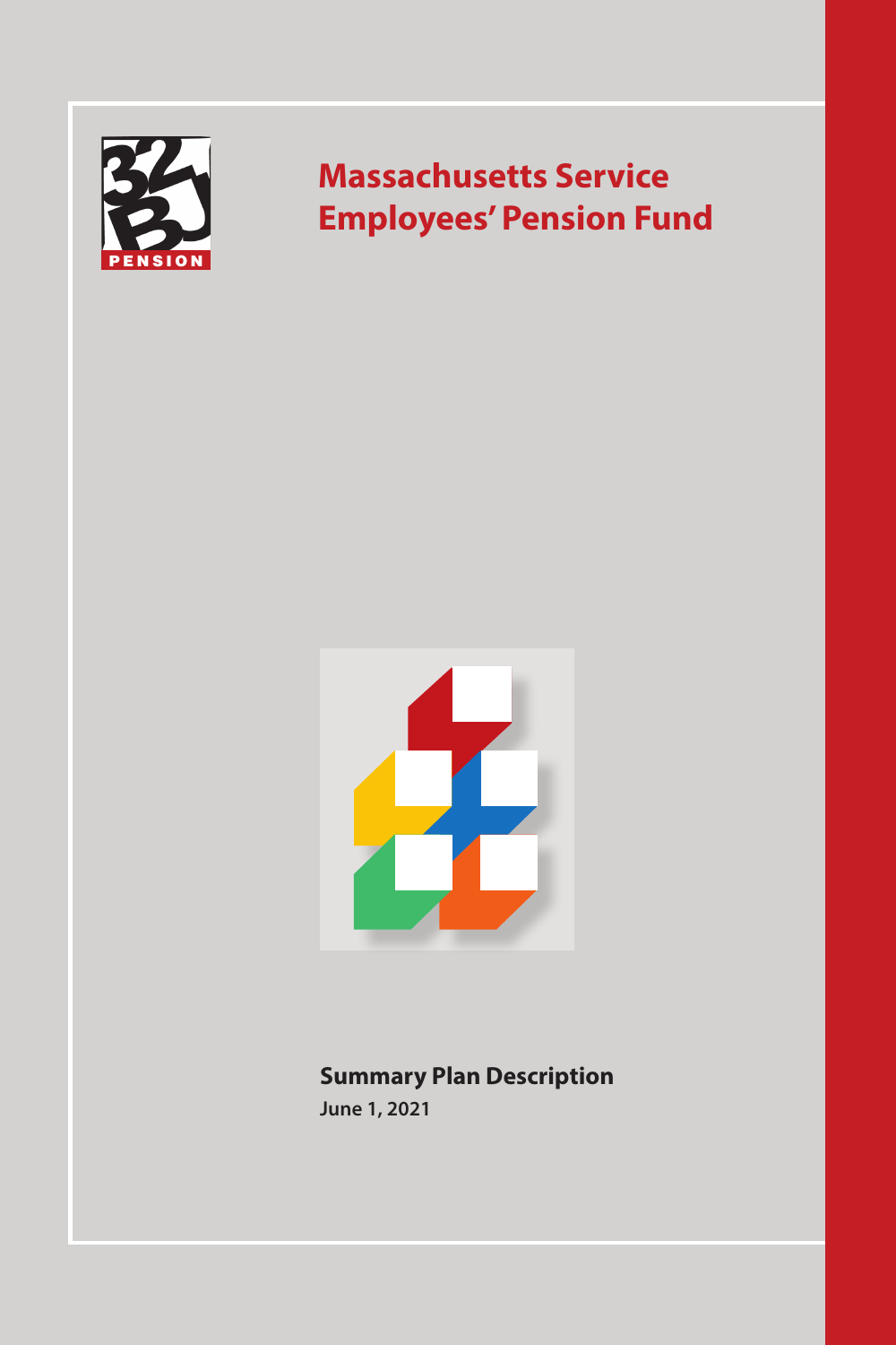32BJ PENSION

# Massachusetts Service Employees' Pension Fund

## Summary Plan Description

June 1, 2021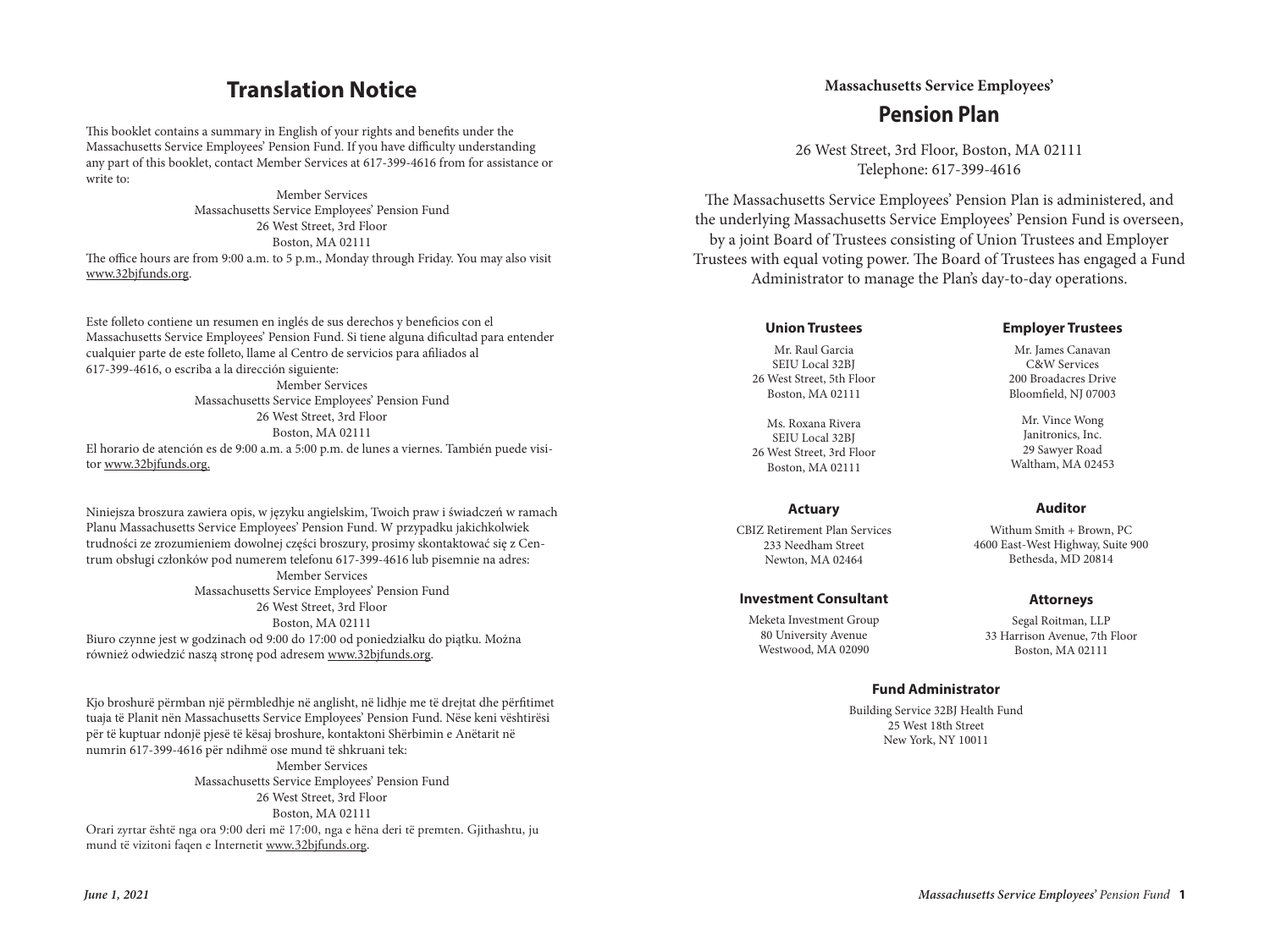# Translation Notice

This booklet contains a summary in English of your rights and benefits under the Massachusetts Service Employees' Pension Fund. If you have difficulty understanding any part of this booklet, contact Member Services at 617-399-4616 from for assistance or write to:

Member Services
Massachusetts Service Employees' Pension Fund
26 West Street, 3rd Floor
Boston, MA 02111

The office hours are from 9:00 a.m. to 5 p.m., Monday through Friday. You may also visit www.32bjfunds.org.

Este folleto contiene un resumen en inglés de sus derechos y beneficios con el Massachusetts Service Employees' Pension Fund. Si tiene alguna dificultad para entender cualquier parte de este folleto, llame al Centro de servicios para afiliados al 617-399-4616, o escriba a la dirección siguiente:

Member Services
Massachusetts Service Employees' Pension Fund
26 West Street, 3rd Floor
Boston, MA 02111

El horario de atención es de 9:00 a.m. a 5:00 p.m. de lunes a viernes. También puede visitor www.32bjfunds.org.

Niniejsza broszura zawiera opis, w języku angielskim, Twoich praw i świadczeń w ramach Planu Massachusetts Service Employees' Pension Fund. W przypadku jakichkolwiek trudności ze zrozumieniem dowolnej części broszury, prosimy skontaktować się z Centrum obsługi członków pod numerem telefonu 617-399-4616 lub pisemnie na adres:

Member Services
Massachusetts Service Employees' Pension Fund
26 West Street, 3rd Floor
Boston, MA 02111

Biuro czynne jest w godzinach od 9:00 do 17:00 od poniedziałku do piątku. Można również odwiedzić naszą stronę pod adresem www.32bjfunds.org.

Kjo broshurë përmban një përmbledhje në anglisht, në lidhje me të drejtat dhe përfitimet tuaja të Planit nën Massachusetts Service Employees' Pension Fund. Nëse keni vështirësi për të kuptuar ndonjë pjesë të kësaj broshure, kontaktoni Shërbimin e Anëtarit në numrin 617-399-4616 për ndihmë ose mund të shkruani tek:

Member Services
Massachusetts Service Employees' Pension Fund
26 West Street, 3rd Floor
Boston, MA 02111

Orari zyrtar është nga ora 9:00 deri më 17:00, nga e hëna deri të premten. Gjithashtu, ju mund të vizitoni faqen e Internetit www.32bjfunds.org.

*June 1, 2021*

**Massachusetts Service Employees'**

# Pension Plan

26 West Street, 3rd Floor, Boston, MA 02111
Telephone: 617-399-4616

The Massachusetts Service Employees' Pension Plan is administered, and the underlying Massachusetts Service Employees' Pension Fund is overseen, by a joint Board of Trustees consisting of Union Trustees and Employer Trustees with equal voting power. The Board of Trustees has engaged a Fund Administrator to manage the Plan's day-to-day operations.

### Union Trustees

Mr. Raul Garcia
SEIU Local 32BJ
26 West Street, 5th Floor
Boston, MA 02111

Ms. Roxana Rivera
SEIU Local 32BJ
26 West Street, 3rd Floor
Boston, MA 02111

### Employer Trustees

Mr. James Canavan
C&W Services
200 Broadacres Drive
Bloomfield, NJ 07003

Mr. Vince Wong
Janitronics, Inc.
29 Sawyer Road
Waltham, MA 02453

### Actuary

CBIZ Retirement Plan Services
233 Needham Street
Newton, MA 02464

### Auditor

Withum Smith + Brown, PC
4600 East-West Highway, Suite 900
Bethesda, MD 20814

### Investment Consultant

Meketa Investment Group
80 University Avenue
Westwood, MA 02090

### Attorneys

Segal Roitman, LLP
33 Harrison Avenue, 7th Floor
Boston, MA 02111

### Fund Administrator

Building Service 32BJ Health Fund
25 West 18th Street
New York, NY 10011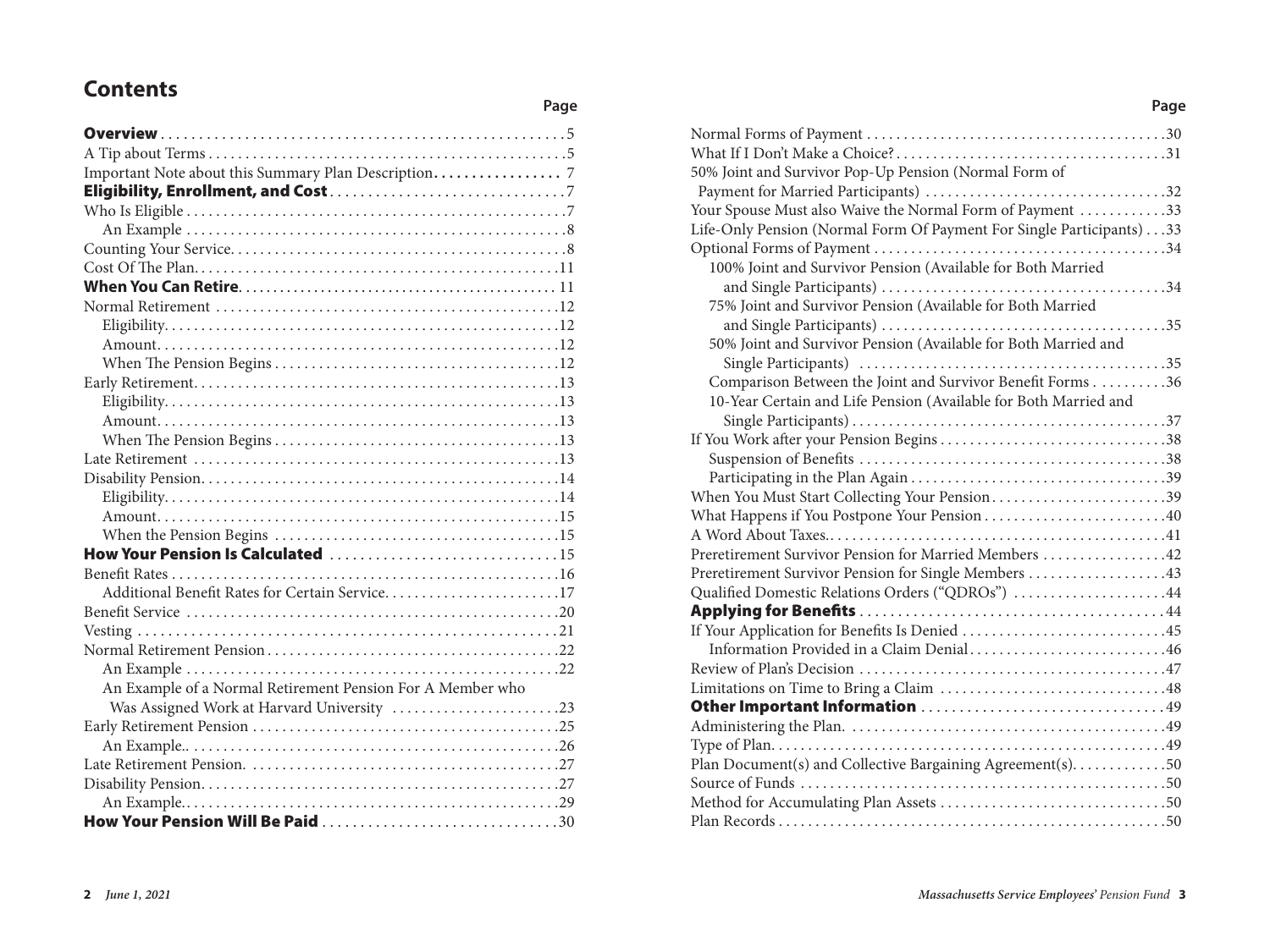# Contents

| | Page |
|---|---|
| **Overview** | 5 |
| A Tip about Terms | 5 |
| Important Note about this Summary Plan Description | 7 |
| **Eligibility, Enrollment, and Cost** | 7 |
| Who Is Eligible | 7 |
| An Example | 8 |
| Counting Your Service | 8 |
| Cost Of The Plan | 11 |
| **When You Can Retire** | 11 |
| Normal Retirement | 12 |
| Eligibility | 12 |
| Amount | 12 |
| When The Pension Begins | 12 |
| Early Retirement | 13 |
| Eligibility | 13 |
| Amount | 13 |
| When The Pension Begins | 13 |
| Late Retirement | 13 |
| Disability Pension | 14 |
| Eligibility | 14 |
| Amount | 15 |
| When the Pension Begins | 15 |
| **How Your Pension Is Calculated** | 15 |
| Benefit Rates | 16 |
| Additional Benefit Rates for Certain Service | 17 |
| Benefit Service | 20 |
| Vesting | 21 |
| Normal Retirement Pension | 22 |
| An Example | 22 |
| An Example of a Normal Retirement Pension For A Member who Was Assigned Work at Harvard University | 23 |
| Early Retirement Pension | 25 |
| An Example | 26 |
| Late Retirement Pension | 27 |
| Disability Pension | 27 |
| An Example | 29 |
| **How Your Pension Will Be Paid** | 30 |
| Normal Forms of Payment | 30 |
| What If I Don't Make a Choice? | 31 |
| 50% Joint and Survivor Pop-Up Pension (Normal Form of Payment for Married Participants) | 32 |
| Your Spouse Must also Waive the Normal Form of Payment | 33 |
| Life-Only Pension (Normal Form Of Payment For Single Participants) | 33 |
| Optional Forms of Payment | 34 |
| 100% Joint and Survivor Pension (Available for Both Married and Single Participants) | 34 |
| 75% Joint and Survivor Pension (Available for Both Married and Single Participants) | 35 |
| 50% Joint and Survivor Pension (Available for Both Married and Single Participants) | 35 |
| Comparison Between the Joint and Survivor Benefit Forms | 36 |
| 10-Year Certain and Life Pension (Available for Both Married and Single Participants) | 37 |
| If You Work after your Pension Begins | 38 |
| Suspension of Benefits | 38 |
| Participating in the Plan Again | 39 |
| When You Must Start Collecting Your Pension | 39 |
| What Happens if You Postpone Your Pension | 40 |
| A Word About Taxes | 41 |
| Preretirement Survivor Pension for Married Members | 42 |
| Preretirement Survivor Pension for Single Members | 43 |
| Qualified Domestic Relations Orders ("QDROs") | 44 |
| **Applying for Benefits** | 44 |
| If Your Application for Benefits Is Denied | 45 |
| Information Provided in a Claim Denial | 46 |
| Review of Plan's Decision | 47 |
| Limitations on Time to Bring a Claim | 48 |
| **Other Important Information** | 49 |
| Administering the Plan | 49 |
| Type of Plan | 49 |
| Plan Document(s) and Collective Bargaining Agreement(s) | 50 |
| Source of Funds | 50 |
| Method for Accumulating Plan Assets | 50 |
| Plan Records | 50 |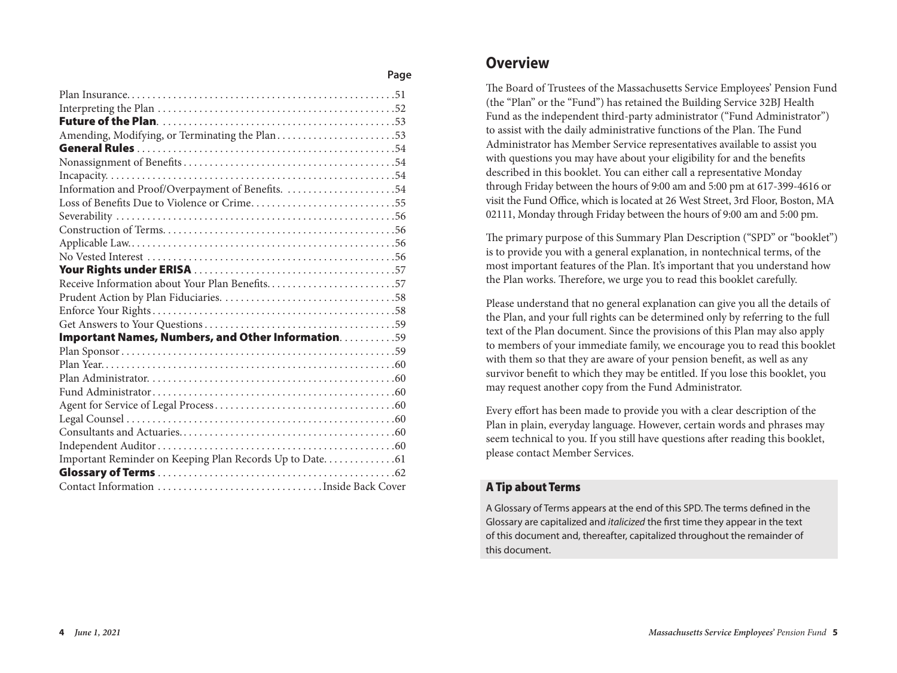| | Page |
|---|---|
| Plan Insurance | 51 |
| Interpreting the Plan | 52 |
| **Future of the Plan** | 53 |
| Amending, Modifying, or Terminating the Plan | 53 |
| **General Rules** | 54 |
| Nonassignment of Benefits | 54 |
| Incapacity | 54 |
| Information and Proof/Overpayment of Benefits | 54 |
| Loss of Benefits Due to Violence or Crime | 55 |
| Severability | 56 |
| Construction of Terms | 56 |
| Applicable Law | 56 |
| No Vested Interest | 56 |
| **Your Rights under ERISA** | 57 |
| Receive Information about Your Plan Benefits | 57 |
| Prudent Action by Plan Fiduciaries | 58 |
| Enforce Your Rights | 58 |
| Get Answers to Your Questions | 59 |
| **Important Names, Numbers, and Other Information** | 59 |
| Plan Sponsor | 59 |
| Plan Year | 60 |
| Plan Administrator | 60 |
| Fund Administrator | 60 |
| Agent for Service of Legal Process | 60 |
| Legal Counsel | 60 |
| Consultants and Actuaries | 60 |
| Independent Auditor | 60 |
| Important Reminder on Keeping Plan Records Up to Date | 61 |
| **Glossary of Terms** | 62 |
| Contact Information | Inside Back Cover |

# Overview

The Board of Trustees of the Massachusetts Service Employees' Pension Fund (the "Plan" or the "Fund") has retained the Building Service 32BJ Health Fund as the independent third-party administrator ("Fund Administrator") to assist with the daily administrative functions of the Plan. The Fund Administrator has Member Service representatives available to assist you with questions you may have about your eligibility for and the benefits described in this booklet. You can either call a representative Monday through Friday between the hours of 9:00 am and 5:00 pm at 617-399-4616 or visit the Fund Office, which is located at 26 West Street, 3rd Floor, Boston, MA 02111, Monday through Friday between the hours of 9:00 am and 5:00 pm.

The primary purpose of this Summary Plan Description ("SPD" or "booklet") is to provide you with a general explanation, in nontechnical terms, of the most important features of the Plan. It's important that you understand how the Plan works. Therefore, we urge you to read this booklet carefully.

Please understand that no general explanation can give you all the details of the Plan, and your full rights can be determined only by referring to the full text of the Plan document. Since the provisions of this Plan may also apply to members of your immediate family, we encourage you to read this booklet with them so that they are aware of your pension benefit, as well as any survivor benefit to which they may be entitled. If you lose this booklet, you may request another copy from the Fund Administrator.

Every effort has been made to provide you with a clear description of the Plan in plain, everyday language. However, certain words and phrases may seem technical to you. If you still have questions after reading this booklet, please contact Member Services.

### A Tip about Terms

A Glossary of Terms appears at the end of this SPD. The terms defined in the Glossary are capitalized and *italicized* the first time they appear in the text of this document and, thereafter, capitalized throughout the remainder of this document.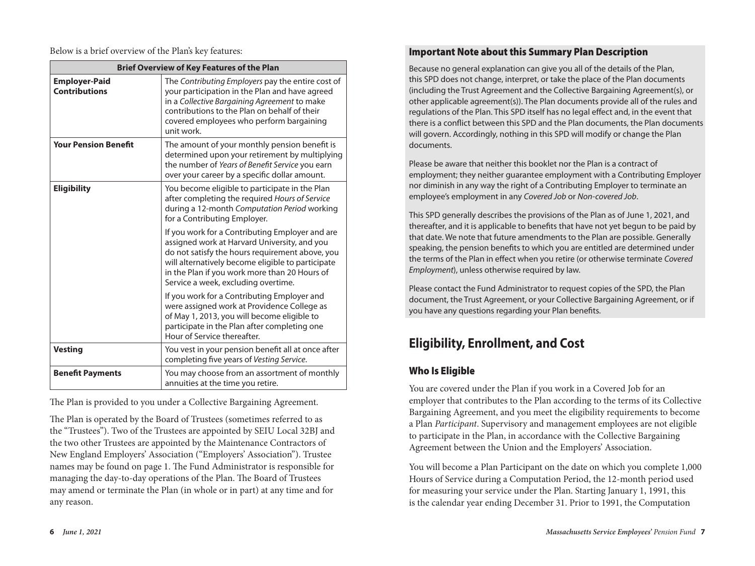Below is a brief overview of the Plan's key features:

| Brief Overview of Key Features of the Plan | |
|---|---|
| **Employer-Paid Contributions** | The *Contributing Employers* pay the entire cost of your participation in the Plan and have agreed in a *Collective Bargaining Agreement* to make contributions to the Plan on behalf of their covered employees who perform bargaining unit work. |
| **Your Pension Benefit** | The amount of your monthly pension benefit is determined upon your retirement by multiplying the number of *Years of Benefit Service* you earn over your career by a specific dollar amount. |
| **Eligibility** | You become eligible to participate in the Plan after completing the required *Hours of Service* during a 12-month *Computation Period* working for a Contributing Employer.<br><br>If you work for a Contributing Employer and are assigned work at Harvard University, and you do not satisfy the hours requirement above, you will alternatively become eligible to participate in the Plan if you work more than 20 Hours of Service a week, excluding overtime.<br><br>If you work for a Contributing Employer and were assigned work at Providence College as of May 1, 2013, you will become eligible to participate in the Plan after completing one Hour of Service thereafter. |
| **Vesting** | You vest in your pension benefit all at once after completing five years of *Vesting Service*. |
| **Benefit Payments** | You may choose from an assortment of monthly annuities at the time you retire. |

The Plan is provided to you under a Collective Bargaining Agreement.

The Plan is operated by the Board of Trustees (sometimes referred to as the "Trustees"). Two of the Trustees are appointed by SEIU Local 32BJ and the two other Trustees are appointed by the Maintenance Contractors of New England Employers' Association ("Employers' Association"). Trustee names may be found on page 1. The Fund Administrator is responsible for managing the day-to-day operations of the Plan. The Board of Trustees may amend or terminate the Plan (in whole or in part) at any time and for any reason.

### Important Note about this Summary Plan Description

Because no general explanation can give you all of the details of the Plan, this SPD does not change, interpret, or take the place of the Plan documents (including the Trust Agreement and the Collective Bargaining Agreement(s), or other applicable agreement(s)). The Plan documents provide all of the rules and regulations of the Plan. This SPD itself has no legal effect and, in the event that there is a conflict between this SPD and the Plan documents, the Plan documents will govern. Accordingly, nothing in this SPD will modify or change the Plan documents.

Please be aware that neither this booklet nor the Plan is a contract of employment; they neither guarantee employment with a Contributing Employer nor diminish in any way the right of a Contributing Employer to terminate an employee's employment in any *Covered Job* or *Non-covered Job*.

This SPD generally describes the provisions of the Plan as of June 1, 2021, and thereafter, and it is applicable to benefits that have not yet begun to be paid by that date. We note that future amendments to the Plan are possible. Generally speaking, the pension benefits to which you are entitled are determined under the terms of the Plan in effect when you retire (or otherwise terminate *Covered Employment*), unless otherwise required by law.

Please contact the Fund Administrator to request copies of the SPD, the Plan document, the Trust Agreement, or your Collective Bargaining Agreement, or if you have any questions regarding your Plan benefits.

## Eligibility, Enrollment, and Cost

### Who Is Eligible

You are covered under the Plan if you work in a Covered Job for an employer that contributes to the Plan according to the terms of its Collective Bargaining Agreement, and you meet the eligibility requirements to become a Plan *Participant*. Supervisory and management employees are not eligible to participate in the Plan, in accordance with the Collective Bargaining Agreement between the Union and the Employers' Association.

You will become a Plan Participant on the date on which you complete 1,000 Hours of Service during a Computation Period, the 12-month period used for measuring your service under the Plan. Starting January 1, 1991, this is the calendar year ending December 31. Prior to 1991, the Computation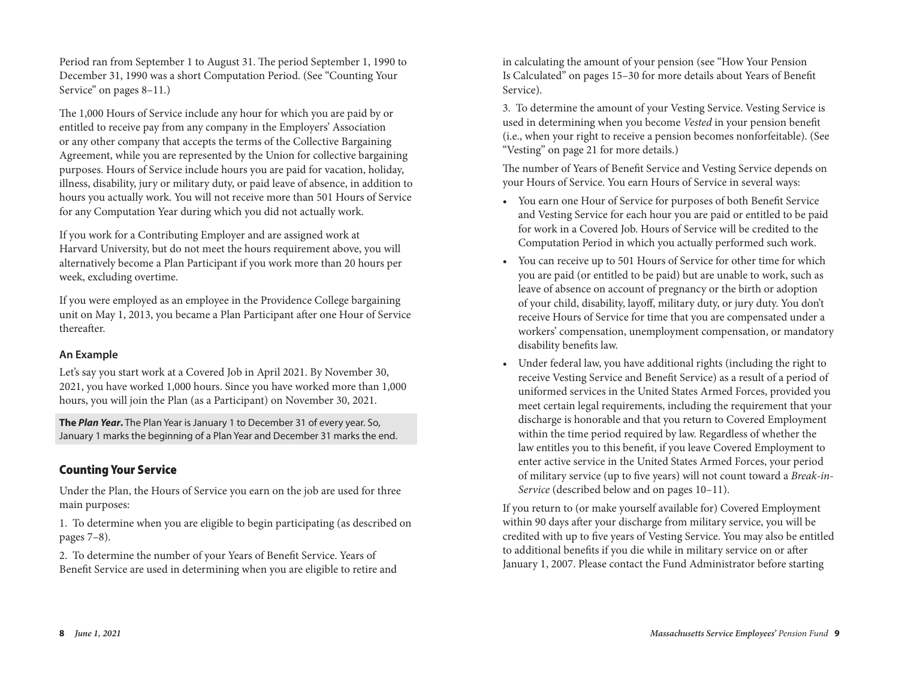Period ran from September 1 to August 31. The period September 1, 1990 to December 31, 1990 was a short Computation Period. (See "Counting Your Service" on pages 8–11.)

The 1,000 Hours of Service include any hour for which you are paid by or entitled to receive pay from any company in the Employers' Association or any other company that accepts the terms of the Collective Bargaining Agreement, while you are represented by the Union for collective bargaining purposes. Hours of Service include hours you are paid for vacation, holiday, illness, disability, jury or military duty, or paid leave of absence, in addition to hours you actually work. You will not receive more than 501 Hours of Service for any Computation Year during which you did not actually work.

If you work for a Contributing Employer and are assigned work at Harvard University, but do not meet the hours requirement above, you will alternatively become a Plan Participant if you work more than 20 hours per week, excluding overtime.

If you were employed as an employee in the Providence College bargaining unit on May 1, 2013, you became a Plan Participant after one Hour of Service thereafter.

### An Example

Let's say you start work at a Covered Job in April 2021. By November 30, 2021, you have worked 1,000 hours. Since you have worked more than 1,000 hours, you will join the Plan (as a Participant) on November 30, 2021.

**The *Plan Year*.** The Plan Year is January 1 to December 31 of every year. So, January 1 marks the beginning of a Plan Year and December 31 marks the end.

## Counting Your Service

Under the Plan, the Hours of Service you earn on the job are used for three main purposes:

1. To determine when you are eligible to begin participating (as described on pages 7–8).

2. To determine the number of your Years of Benefit Service. Years of Benefit Service are used in determining when you are eligible to retire and in calculating the amount of your pension (see "How Your Pension Is Calculated" on pages 15–30 for more details about Years of Benefit Service).

3. To determine the amount of your Vesting Service. Vesting Service is used in determining when you become *Vested* in your pension benefit (i.e., when your right to receive a pension becomes nonforfeitable). (See "Vesting" on page 21 for more details.)

The number of Years of Benefit Service and Vesting Service depends on your Hours of Service. You earn Hours of Service in several ways:

- You earn one Hour of Service for purposes of both Benefit Service and Vesting Service for each hour you are paid or entitled to be paid for work in a Covered Job. Hours of Service will be credited to the Computation Period in which you actually performed such work.
- You can receive up to 501 Hours of Service for other time for which you are paid (or entitled to be paid) but are unable to work, such as leave of absence on account of pregnancy or the birth or adoption of your child, disability, layoff, military duty, or jury duty. You don't receive Hours of Service for time that you are compensated under a workers' compensation, unemployment compensation, or mandatory disability benefits law.
- Under federal law, you have additional rights (including the right to receive Vesting Service and Benefit Service) as a result of a period of uniformed services in the United States Armed Forces, provided you meet certain legal requirements, including the requirement that your discharge is honorable and that you return to Covered Employment within the time period required by law. Regardless of whether the law entitles you to this benefit, if you leave Covered Employment to enter active service in the United States Armed Forces, your period of military service (up to five years) will not count toward a *Break-in-Service* (described below and on pages 10–11).

If you return to (or make yourself available for) Covered Employment within 90 days after your discharge from military service, you will be credited with up to five years of Vesting Service. You may also be entitled to additional benefits if you die while in military service on or after January 1, 2007. Please contact the Fund Administrator before starting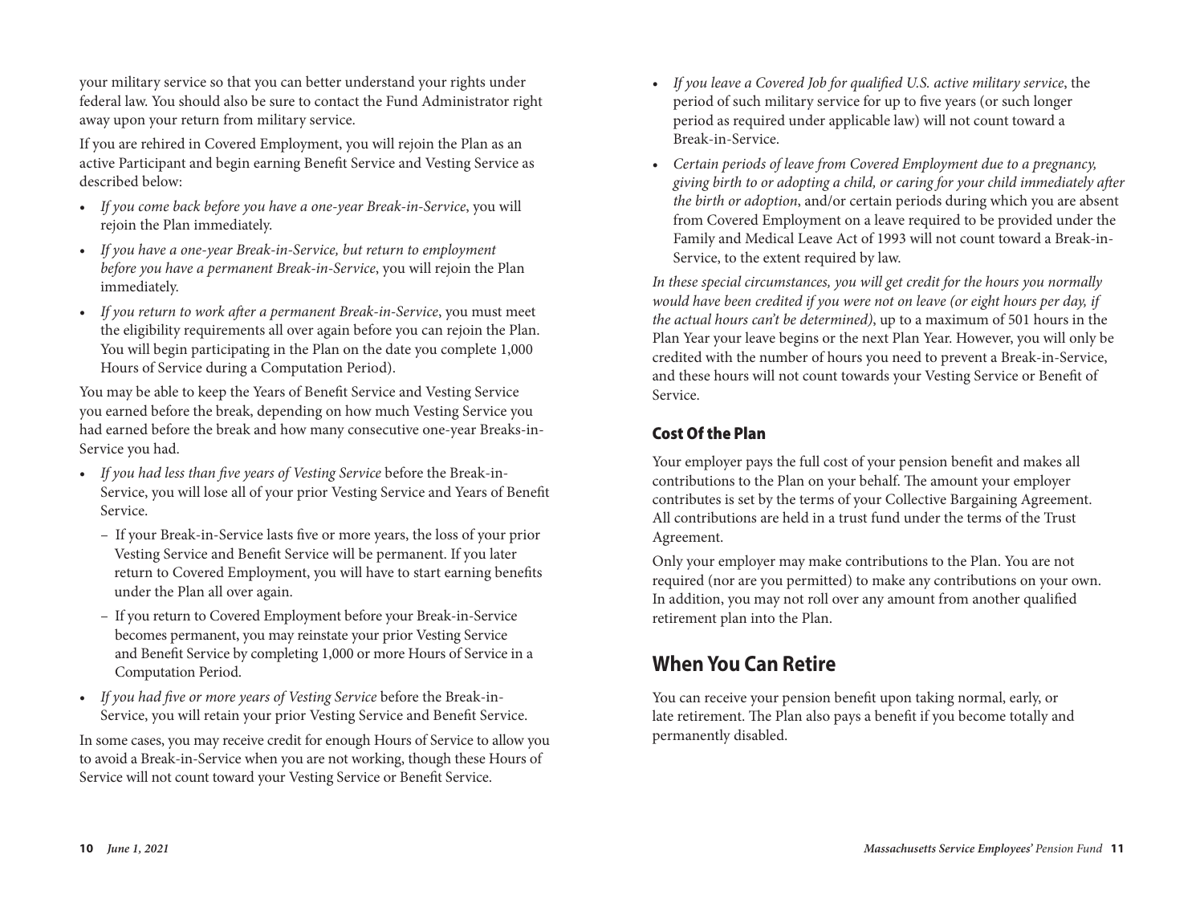your military service so that you can better understand your rights under federal law. You should also be sure to contact the Fund Administrator right away upon your return from military service.

If you are rehired in Covered Employment, you will rejoin the Plan as an active Participant and begin earning Benefit Service and Vesting Service as described below:

- *If you come back before you have a one-year Break-in-Service*, you will rejoin the Plan immediately.
- *If you have a one-year Break-in-Service, but return to employment before you have a permanent Break-in-Service*, you will rejoin the Plan immediately.
- *If you return to work after a permanent Break-in-Service*, you must meet the eligibility requirements all over again before you can rejoin the Plan. You will begin participating in the Plan on the date you complete 1,000 Hours of Service during a Computation Period).

You may be able to keep the Years of Benefit Service and Vesting Service you earned before the break, depending on how much Vesting Service you had earned before the break and how many consecutive one-year Breaks-in-Service you had.

- *If you had less than five years of Vesting Service* before the Break-in-Service, you will lose all of your prior Vesting Service and Years of Benefit Service.
  - If your Break-in-Service lasts five or more years, the loss of your prior Vesting Service and Benefit Service will be permanent. If you later return to Covered Employment, you will have to start earning benefits under the Plan all over again.
  - If you return to Covered Employment before your Break-in-Service becomes permanent, you may reinstate your prior Vesting Service and Benefit Service by completing 1,000 or more Hours of Service in a Computation Period.
- *If you had five or more years of Vesting Service* before the Break-in-Service, you will retain your prior Vesting Service and Benefit Service.

In some cases, you may receive credit for enough Hours of Service to allow you to avoid a Break-in-Service when you are not working, though these Hours of Service will not count toward your Vesting Service or Benefit Service.

- *If you leave a Covered Job for qualified U.S. active military service*, the period of such military service for up to five years (or such longer period as required under applicable law) will not count toward a Break-in-Service.
- *Certain periods of leave from Covered Employment due to a pregnancy, giving birth to or adopting a child, or caring for your child immediately after the birth or adoption*, and/or certain periods during which you are absent from Covered Employment on a leave required to be provided under the Family and Medical Leave Act of 1993 will not count toward a Break-in-Service, to the extent required by law.

*In these special circumstances, you will get credit for the hours you normally would have been credited if you were not on leave (or eight hours per day, if the actual hours can't be determined)*, up to a maximum of 501 hours in the Plan Year your leave begins or the next Plan Year. However, you will only be credited with the number of hours you need to prevent a Break-in-Service, and these hours will not count towards your Vesting Service or Benefit of Service.

### Cost Of the Plan

Your employer pays the full cost of your pension benefit and makes all contributions to the Plan on your behalf. The amount your employer contributes is set by the terms of your Collective Bargaining Agreement. All contributions are held in a trust fund under the terms of the Trust Agreement.

Only your employer may make contributions to the Plan. You are not required (nor are you permitted) to make any contributions on your own. In addition, you may not roll over any amount from another qualified retirement plan into the Plan.

## When You Can Retire

You can receive your pension benefit upon taking normal, early, or late retirement. The Plan also pays a benefit if you become totally and permanently disabled.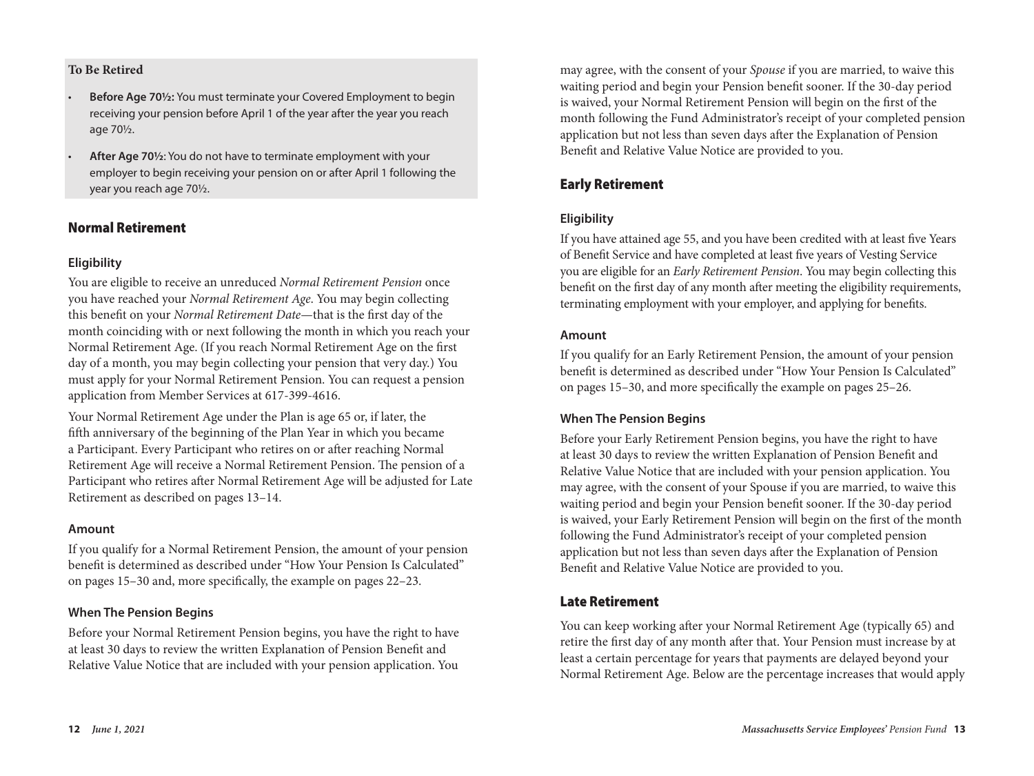**To Be Retired**

- **Before Age 70½:** You must terminate your Covered Employment to begin receiving your pension before April 1 of the year after the year you reach age 70½.
- **After Age 70½**: You do not have to terminate employment with your employer to begin receiving your pension on or after April 1 following the year you reach age 70½.

## Normal Retirement

### Eligibility

You are eligible to receive an unreduced *Normal Retirement Pension* once you have reached your *Normal Retirement Age*. You may begin collecting this benefit on your *Normal Retirement Date*—that is the first day of the month coinciding with or next following the month in which you reach your Normal Retirement Age. (If you reach Normal Retirement Age on the first day of a month, you may begin collecting your pension that very day.) You must apply for your Normal Retirement Pension. You can request a pension application from Member Services at 617-399-4616.

Your Normal Retirement Age under the Plan is age 65 or, if later, the fifth anniversary of the beginning of the Plan Year in which you became a Participant. Every Participant who retires on or after reaching Normal Retirement Age will receive a Normal Retirement Pension. The pension of a Participant who retires after Normal Retirement Age will be adjusted for Late Retirement as described on pages 13–14.

### Amount

If you qualify for a Normal Retirement Pension, the amount of your pension benefit is determined as described under "How Your Pension Is Calculated" on pages 15–30 and, more specifically, the example on pages 22–23.

### When The Pension Begins

Before your Normal Retirement Pension begins, you have the right to have at least 30 days to review the written Explanation of Pension Benefit and Relative Value Notice that are included with your pension application. You may agree, with the consent of your *Spouse* if you are married, to waive this waiting period and begin your Pension benefit sooner. If the 30-day period is waived, your Normal Retirement Pension will begin on the first of the month following the Fund Administrator's receipt of your completed pension application but not less than seven days after the Explanation of Pension Benefit and Relative Value Notice are provided to you.

## Early Retirement

### Eligibility

If you have attained age 55, and you have been credited with at least five Years of Benefit Service and have completed at least five years of Vesting Service you are eligible for an *Early Retirement Pension*. You may begin collecting this benefit on the first day of any month after meeting the eligibility requirements, terminating employment with your employer, and applying for benefits.

### Amount

If you qualify for an Early Retirement Pension, the amount of your pension benefit is determined as described under "How Your Pension Is Calculated" on pages 15–30, and more specifically the example on pages 25–26.

### When The Pension Begins

Before your Early Retirement Pension begins, you have the right to have at least 30 days to review the written Explanation of Pension Benefit and Relative Value Notice that are included with your pension application. You may agree, with the consent of your Spouse if you are married, to waive this waiting period and begin your Pension benefit sooner. If the 30-day period is waived, your Early Retirement Pension will begin on the first of the month following the Fund Administrator's receipt of your completed pension application but not less than seven days after the Explanation of Pension Benefit and Relative Value Notice are provided to you.

## Late Retirement

You can keep working after your Normal Retirement Age (typically 65) and retire the first day of any month after that. Your Pension must increase by at least a certain percentage for years that payments are delayed beyond your Normal Retirement Age. Below are the percentage increases that would apply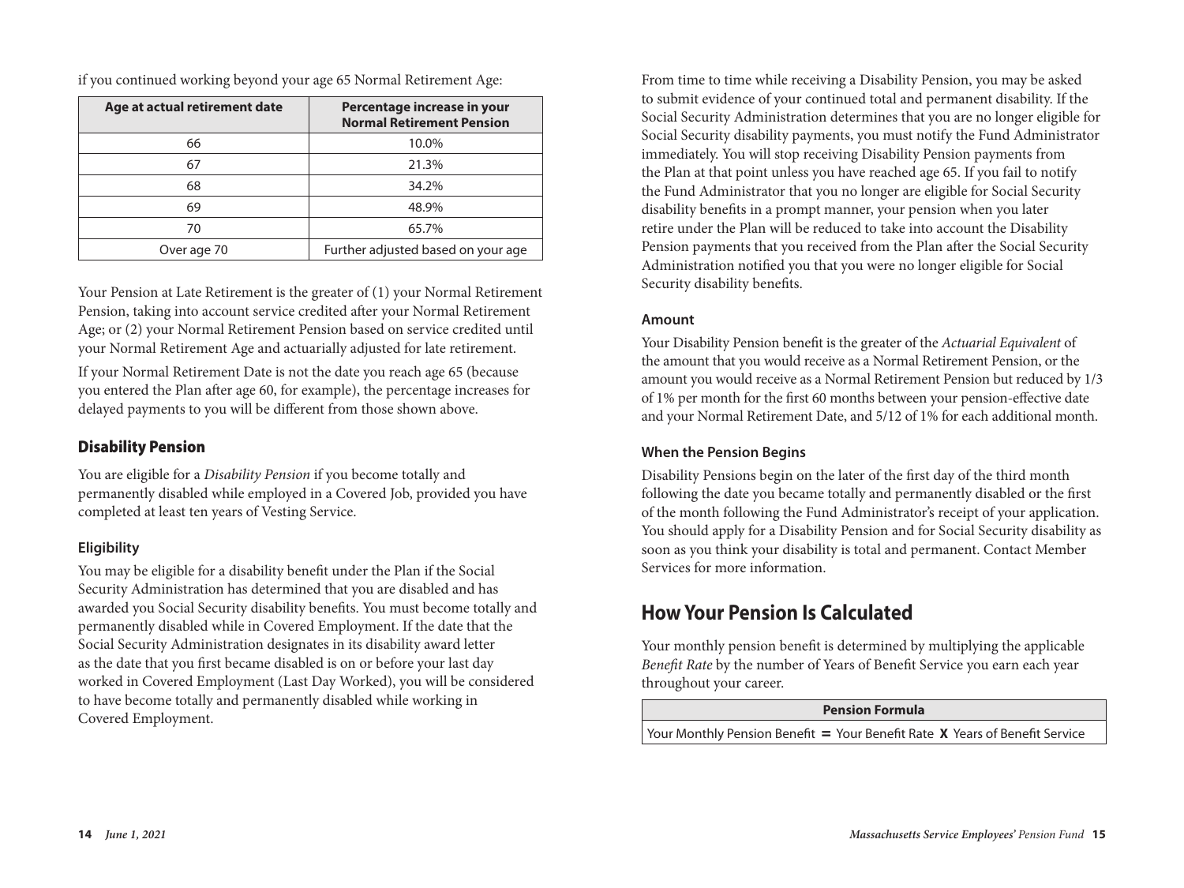if you continued working beyond your age 65 Normal Retirement Age:

| Age at actual retirement date | Percentage increase in your Normal Retirement Pension |
| --- | --- |
| 66 | 10.0% |
| 67 | 21.3% |
| 68 | 34.2% |
| 69 | 48.9% |
| 70 | 65.7% |
| Over age 70 | Further adjusted based on your age |

Your Pension at Late Retirement is the greater of (1) your Normal Retirement Pension, taking into account service credited after your Normal Retirement Age; or (2) your Normal Retirement Pension based on service credited until your Normal Retirement Age and actuarially adjusted for late retirement.

If your Normal Retirement Date is not the date you reach age 65 (because you entered the Plan after age 60, for example), the percentage increases for delayed payments to you will be different from those shown above.

### Disability Pension

You are eligible for a *Disability Pension* if you become totally and permanently disabled while employed in a Covered Job, provided you have completed at least ten years of Vesting Service.

#### Eligibility

You may be eligible for a disability benefit under the Plan if the Social Security Administration has determined that you are disabled and has awarded you Social Security disability benefits. You must become totally and permanently disabled while in Covered Employment. If the date that the Social Security Administration designates in its disability award letter as the date that you first became disabled is on or before your last day worked in Covered Employment (Last Day Worked), you will be considered to have become totally and permanently disabled while working in Covered Employment.

From time to time while receiving a Disability Pension, you may be asked to submit evidence of your continued total and permanent disability. If the Social Security Administration determines that you are no longer eligible for Social Security disability payments, you must notify the Fund Administrator immediately. You will stop receiving Disability Pension payments from the Plan at that point unless you have reached age 65. If you fail to notify the Fund Administrator that you no longer are eligible for Social Security disability benefits in a prompt manner, your pension when you later retire under the Plan will be reduced to take into account the Disability Pension payments that you received from the Plan after the Social Security Administration notified you that you were no longer eligible for Social Security disability benefits.

#### Amount

Your Disability Pension benefit is the greater of the *Actuarial Equivalent* of the amount that you would receive as a Normal Retirement Pension, or the amount you would receive as a Normal Retirement Pension but reduced by 1/3 of 1% per month for the first 60 months between your pension-effective date and your Normal Retirement Date, and 5/12 of 1% for each additional month.

#### When the Pension Begins

Disability Pensions begin on the later of the first day of the third month following the date you became totally and permanently disabled or the first of the month following the Fund Administrator's receipt of your application. You should apply for a Disability Pension and for Social Security disability as soon as you think your disability is total and permanent. Contact Member Services for more information.

## How Your Pension Is Calculated

Your monthly pension benefit is determined by multiplying the applicable *Benefit Rate* by the number of Years of Benefit Service you earn each year throughout your career.

| Pension Formula |
| --- |
| Your Monthly Pension Benefit **=** Your Benefit Rate **X** Years of Benefit Service |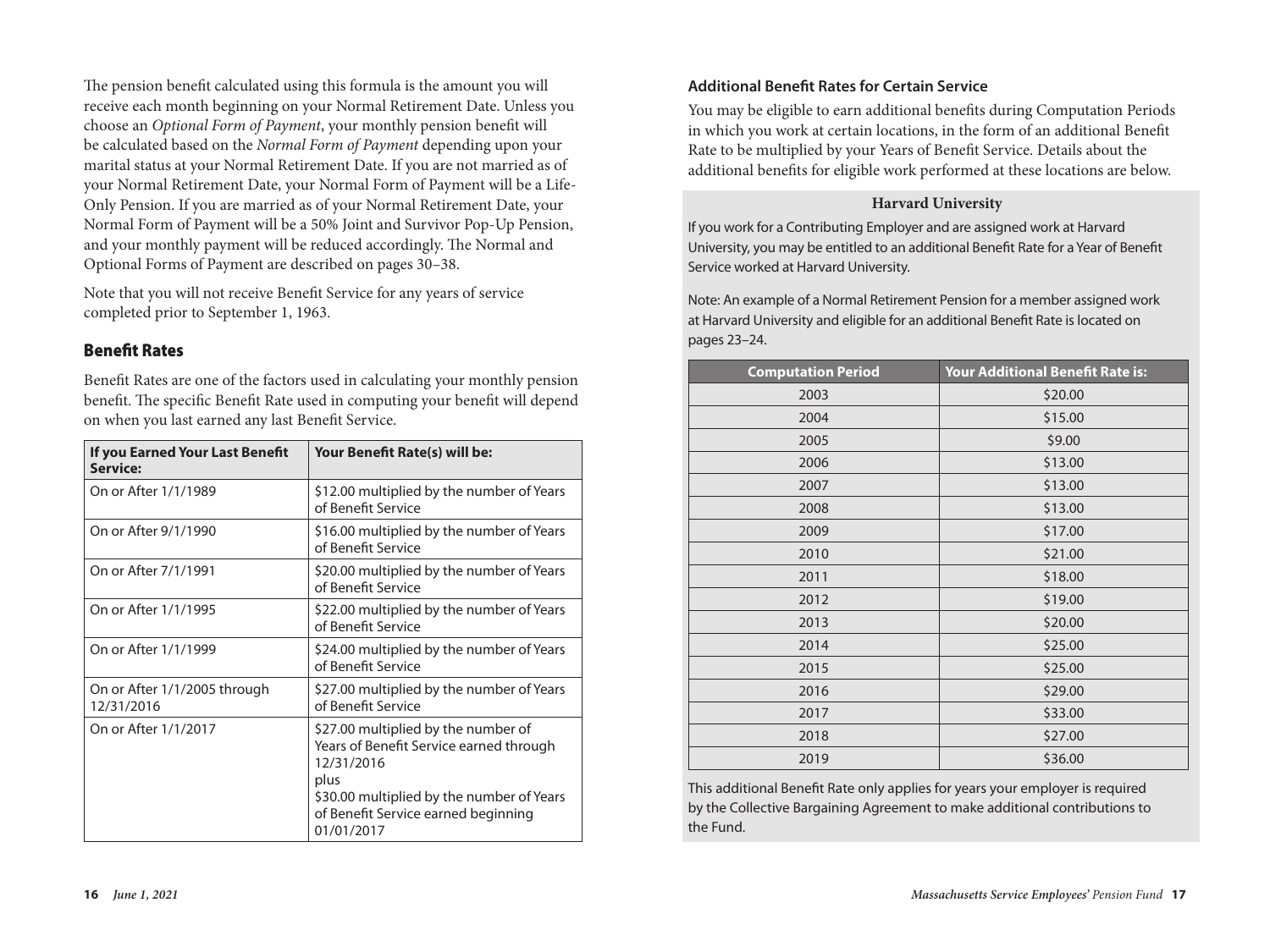The pension benefit calculated using this formula is the amount you will receive each month beginning on your Normal Retirement Date. Unless you choose an *Optional Form of Payment*, your monthly pension benefit will be calculated based on the *Normal Form of Payment* depending upon your marital status at your Normal Retirement Date. If you are not married as of your Normal Retirement Date, your Normal Form of Payment will be a Life-Only Pension. If you are married as of your Normal Retirement Date, your Normal Form of Payment will be a 50% Joint and Survivor Pop-Up Pension, and your monthly payment will be reduced accordingly. The Normal and Optional Forms of Payment are described on pages 30–38.

Note that you will not receive Benefit Service for any years of service completed prior to September 1, 1963.

## Benefit Rates

Benefit Rates are one of the factors used in calculating your monthly pension benefit. The specific Benefit Rate used in computing your benefit will depend on when you last earned any last Benefit Service.

| If you Earned Your Last Benefit Service: | Your Benefit Rate(s) will be: |
|---|---|
| On or After 1/1/1989 | $12.00 multiplied by the number of Years of Benefit Service |
| On or After 9/1/1990 | $16.00 multiplied by the number of Years of Benefit Service |
| On or After 7/1/1991 | $20.00 multiplied by the number of Years of Benefit Service |
| On or After 1/1/1995 | $22.00 multiplied by the number of Years of Benefit Service |
| On or After 1/1/1999 | $24.00 multiplied by the number of Years of Benefit Service |
| On or After 1/1/2005 through 12/31/2016 | $27.00 multiplied by the number of Years of Benefit Service |
| On or After 1/1/2017 | $27.00 multiplied by the number of Years of Benefit Service earned through 12/31/2016 plus $30.00 multiplied by the number of Years of Benefit Service earned beginning 01/01/2017 |

### Additional Benefit Rates for Certain Service

You may be eligible to earn additional benefits during Computation Periods in which you work at certain locations, in the form of an additional Benefit Rate to be multiplied by your Years of Benefit Service. Details about the additional benefits for eligible work performed at these locations are below.

**Harvard University**

If you work for a Contributing Employer and are assigned work at Harvard University, you may be entitled to an additional Benefit Rate for a Year of Benefit Service worked at Harvard University.

Note: An example of a Normal Retirement Pension for a member assigned work at Harvard University and eligible for an additional Benefit Rate is located on pages 23–24.

| Computation Period | Your Additional Benefit Rate is: |
|---|---|
| 2003 | $20.00 |
| 2004 | $15.00 |
| 2005 | $9.00 |
| 2006 | $13.00 |
| 2007 | $13.00 |
| 2008 | $13.00 |
| 2009 | $17.00 |
| 2010 | $21.00 |
| 2011 | $18.00 |
| 2012 | $19.00 |
| 2013 | $20.00 |
| 2014 | $25.00 |
| 2015 | $25.00 |
| 2016 | $29.00 |
| 2017 | $33.00 |
| 2018 | $27.00 |
| 2019 | $36.00 |

This additional Benefit Rate only applies for years your employer is required by the Collective Bargaining Agreement to make additional contributions to the Fund.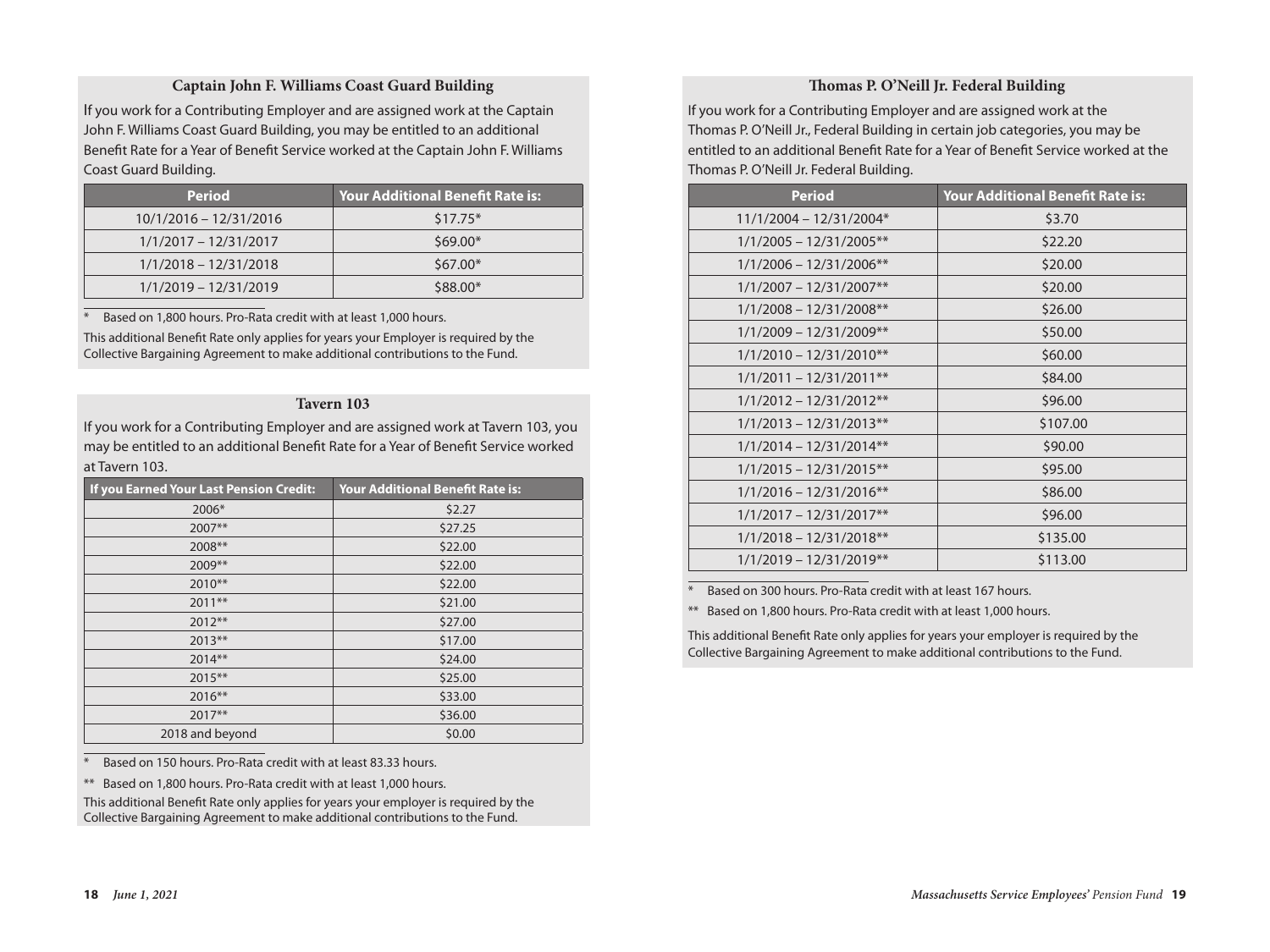### Captain John F. Williams Coast Guard Building

If you work for a Contributing Employer and are assigned work at the Captain John F. Williams Coast Guard Building, you may be entitled to an additional Benefit Rate for a Year of Benefit Service worked at the Captain John F. Williams Coast Guard Building.

| Period | Your Additional Benefit Rate is: |
|---|---|
| 10/1/2016 – 12/31/2016 | $17.75* |
| 1/1/2017 – 12/31/2017 | $69.00* |
| 1/1/2018 – 12/31/2018 | $67.00* |
| 1/1/2019 – 12/31/2019 | $88.00* |

\* Based on 1,800 hours. Pro-Rata credit with at least 1,000 hours.

This additional Benefit Rate only applies for years your Employer is required by the Collective Bargaining Agreement to make additional contributions to the Fund.

### Tavern 103

If you work for a Contributing Employer and are assigned work at Tavern 103, you may be entitled to an additional Benefit Rate for a Year of Benefit Service worked at Tavern 103.

| If you Earned Your Last Pension Credit: | Your Additional Benefit Rate is: |
|---|---|
| 2006* | $2.27 |
| 2007** | $27.25 |
| 2008** | $22.00 |
| 2009** | $22.00 |
| 2010** | $22.00 |
| 2011** | $21.00 |
| 2012** | $27.00 |
| 2013** | $17.00 |
| 2014** | $24.00 |
| 2015** | $25.00 |
| 2016** | $33.00 |
| 2017** | $36.00 |
| 2018 and beyond | $0.00 |

\* Based on 150 hours. Pro-Rata credit with at least 83.33 hours.

\*\* Based on 1,800 hours. Pro-Rata credit with at least 1,000 hours.

This additional Benefit Rate only applies for years your employer is required by the Collective Bargaining Agreement to make additional contributions to the Fund.

### Thomas P. O'Neill Jr. Federal Building

If you work for a Contributing Employer and are assigned work at the Thomas P. O'Neill Jr., Federal Building in certain job categories, you may be entitled to an additional Benefit Rate for a Year of Benefit Service worked at the Thomas P. O'Neill Jr. Federal Building.

| Period | Your Additional Benefit Rate is: |
|---|---|
| 11/1/2004 – 12/31/2004* | $3.70 |
| 1/1/2005 – 12/31/2005** | $22.20 |
| 1/1/2006 – 12/31/2006** | $20.00 |
| 1/1/2007 – 12/31/2007** | $20.00 |
| 1/1/2008 – 12/31/2008** | $26.00 |
| 1/1/2009 – 12/31/2009** | $50.00 |
| 1/1/2010 – 12/31/2010** | $60.00 |
| 1/1/2011 – 12/31/2011** | $84.00 |
| 1/1/2012 – 12/31/2012** | $96.00 |
| 1/1/2013 – 12/31/2013** | $107.00 |
| 1/1/2014 – 12/31/2014** | $90.00 |
| 1/1/2015 – 12/31/2015** | $95.00 |
| 1/1/2016 – 12/31/2016** | $86.00 |
| 1/1/2017 – 12/31/2017** | $96.00 |
| 1/1/2018 – 12/31/2018** | $135.00 |
| 1/1/2019 – 12/31/2019** | $113.00 |

\* Based on 300 hours. Pro-Rata credit with at least 167 hours.

\*\* Based on 1,800 hours. Pro-Rata credit with at least 1,000 hours.

This additional Benefit Rate only applies for years your employer is required by the Collective Bargaining Agreement to make additional contributions to the Fund.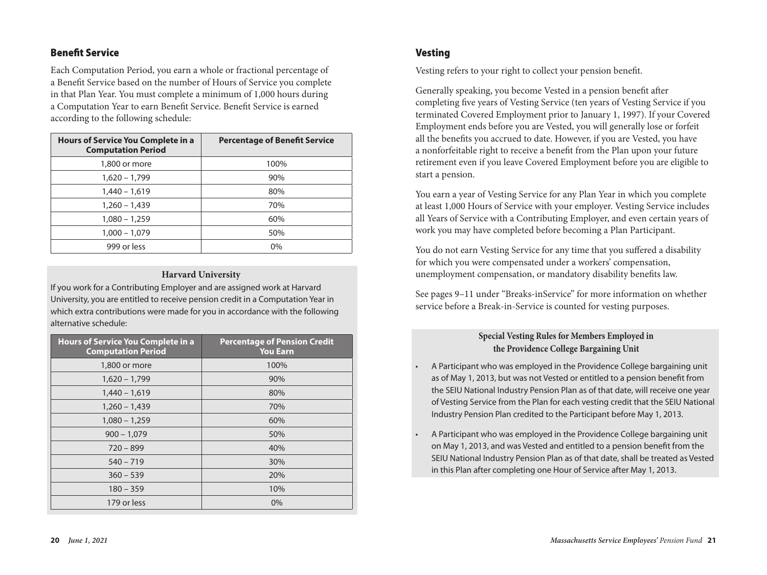## Benefit Service

Each Computation Period, you earn a whole or fractional percentage of a Benefit Service based on the number of Hours of Service you complete in that Plan Year. You must complete a minimum of 1,000 hours during a Computation Year to earn Benefit Service. Benefit Service is earned according to the following schedule:

| Hours of Service You Complete in a Computation Period | Percentage of Benefit Service |
|---|---|
| 1,800 or more | 100% |
| 1,620 – 1,799 | 90% |
| 1,440 – 1,619 | 80% |
| 1,260 – 1,439 | 70% |
| 1,080 – 1,259 | 60% |
| 1,000 – 1,079 | 50% |
| 999 or less | 0% |

**Harvard University**

If you work for a Contributing Employer and are assigned work at Harvard University, you are entitled to receive pension credit in a Computation Year in which extra contributions were made for you in accordance with the following alternative schedule:

| Hours of Service You Complete in a Computation Period | Percentage of Pension Credit You Earn |
|---|---|
| 1,800 or more | 100% |
| 1,620 – 1,799 | 90% |
| 1,440 – 1,619 | 80% |
| 1,260 – 1,439 | 70% |
| 1,080 – 1,259 | 60% |
| 900 – 1,079 | 50% |
| 720 – 899 | 40% |
| 540 – 719 | 30% |
| 360 – 539 | 20% |
| 180 – 359 | 10% |
| 179 or less | 0% |

## Vesting

Vesting refers to your right to collect your pension benefit.

Generally speaking, you become Vested in a pension benefit after completing five years of Vesting Service (ten years of Vesting Service if you terminated Covered Employment prior to January 1, 1997). If your Covered Employment ends before you are Vested, you will generally lose or forfeit all the benefits you accrued to date. However, if you are Vested, you have a nonforfeitable right to receive a benefit from the Plan upon your future retirement even if you leave Covered Employment before you are eligible to start a pension.

You earn a year of Vesting Service for any Plan Year in which you complete at least 1,000 Hours of Service with your employer. Vesting Service includes all Years of Service with a Contributing Employer, and even certain years of work you may have completed before becoming a Plan Participant.

You do not earn Vesting Service for any time that you suffered a disability for which you were compensated under a workers' compensation, unemployment compensation, or mandatory disability benefits law.

See pages 9–11 under "Breaks-inService" for more information on whether service before a Break-in-Service is counted for vesting purposes.

**Special Vesting Rules for Members Employed in the Providence College Bargaining Unit**

- A Participant who was employed in the Providence College bargaining unit as of May 1, 2013, but was not Vested or entitled to a pension benefit from the SEIU National Industry Pension Plan as of that date, will receive one year of Vesting Service from the Plan for each vesting credit that the SEIU National Industry Pension Plan credited to the Participant before May 1, 2013.
- A Participant who was employed in the Providence College bargaining unit on May 1, 2013, and was Vested and entitled to a pension benefit from the SEIU National Industry Pension Plan as of that date, shall be treated as Vested in this Plan after completing one Hour of Service after May 1, 2013.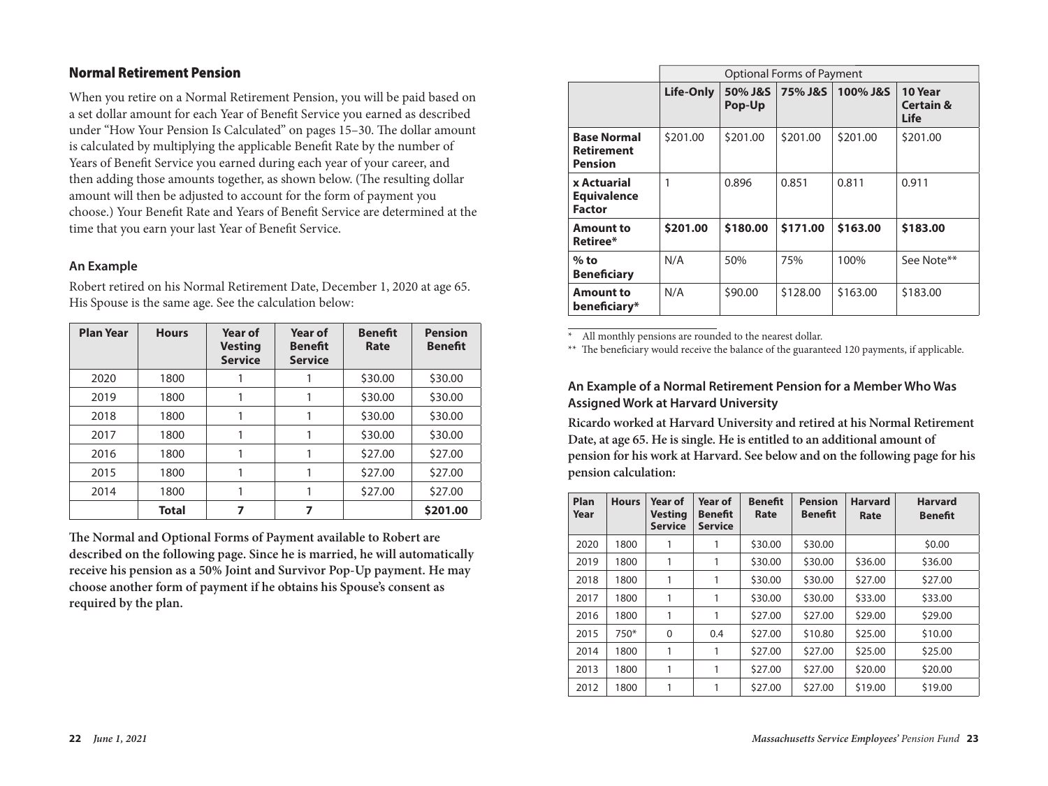## Normal Retirement Pension

When you retire on a Normal Retirement Pension, you will be paid based on a set dollar amount for each Year of Benefit Service you earned as described under "How Your Pension Is Calculated" on pages 15–30. The dollar amount is calculated by multiplying the applicable Benefit Rate by the number of Years of Benefit Service you earned during each year of your career, and then adding those amounts together, as shown below. (The resulting dollar amount will then be adjusted to account for the form of payment you choose.) Your Benefit Rate and Years of Benefit Service are determined at the time that you earn your last Year of Benefit Service.

### An Example

Robert retired on his Normal Retirement Date, December 1, 2020 at age 65. His Spouse is the same age. See the calculation below:

| Plan Year | Hours | Year of Vesting Service | Year of Benefit Service | Benefit Rate | Pension Benefit |
|---|---|---|---|---|---|
| 2020 | 1800 | 1 | 1 | $30.00 | $30.00 |
| 2019 | 1800 | 1 | 1 | $30.00 | $30.00 |
| 2018 | 1800 | 1 | 1 | $30.00 | $30.00 |
| 2017 | 1800 | 1 | 1 | $30.00 | $30.00 |
| 2016 | 1800 | 1 | 1 | $27.00 | $27.00 |
| 2015 | 1800 | 1 | 1 | $27.00 | $27.00 |
| 2014 | 1800 | 1 | 1 | $27.00 | $27.00 |
| | **Total** | **7** | **7** | | **$201.00** |

**The Normal and Optional Forms of Payment available to Robert are described on the following page. Since he is married, he will automatically receive his pension as a 50% Joint and Survivor Pop-Up payment. He may choose another form of payment if he obtains his Spouse's consent as required by the plan.**

| | Optional Forms of Payment | | | | |
|---|---|---|---|---|---|
| | **Life-Only** | **50% J&S Pop-Up** | **75% J&S** | **100% J&S** | **10 Year Certain & Life** |
| **Base Normal Retirement Pension** | $201.00 | $201.00 | $201.00 | $201.00 | $201.00 |
| **x Actuarial Equivalence Factor** | 1 | 0.896 | 0.851 | 0.811 | 0.911 |
| **Amount to Retiree*** | **$201.00** | **$180.00** | **$171.00** | **$163.00** | **$183.00** |
| **% to Beneficiary** | N/A | 50% | 75% | 100% | See Note** |
| **Amount to beneficiary*** | N/A | $90.00 | $128.00 | $163.00 | $183.00 |

\* All monthly pensions are rounded to the nearest dollar.

** The beneficiary would receive the balance of the guaranteed 120 payments, if applicable.

### An Example of a Normal Retirement Pension for a Member Who Was Assigned Work at Harvard University

**Ricardo worked at Harvard University and retired at his Normal Retirement Date, at age 65. He is single. He is entitled to an additional amount of pension for his work at Harvard. See below and on the following page for his pension calculation:**

| Plan Year | Hours | Year of Vesting Service | Year of Benefit Service | Benefit Rate | Pension Benefit | Harvard Rate | Harvard Benefit |
|---|---|---|---|---|---|---|---|
| 2020 | 1800 | 1 | 1 | $30.00 | $30.00 | | $0.00 |
| 2019 | 1800 | 1 | 1 | $30.00 | $30.00 | $36.00 | $36.00 |
| 2018 | 1800 | 1 | 1 | $30.00 | $30.00 | $27.00 | $27.00 |
| 2017 | 1800 | 1 | 1 | $30.00 | $30.00 | $33.00 | $33.00 |
| 2016 | 1800 | 1 | 1 | $27.00 | $27.00 | $29.00 | $29.00 |
| 2015 | 750* | 0 | 0.4 | $27.00 | $10.80 | $25.00 | $10.00 |
| 2014 | 1800 | 1 | 1 | $27.00 | $27.00 | $25.00 | $25.00 |
| 2013 | 1800 | 1 | 1 | $27.00 | $27.00 | $20.00 | $20.00 |
| 2012 | 1800 | 1 | 1 | $27.00 | $27.00 | $19.00 | $19.00 |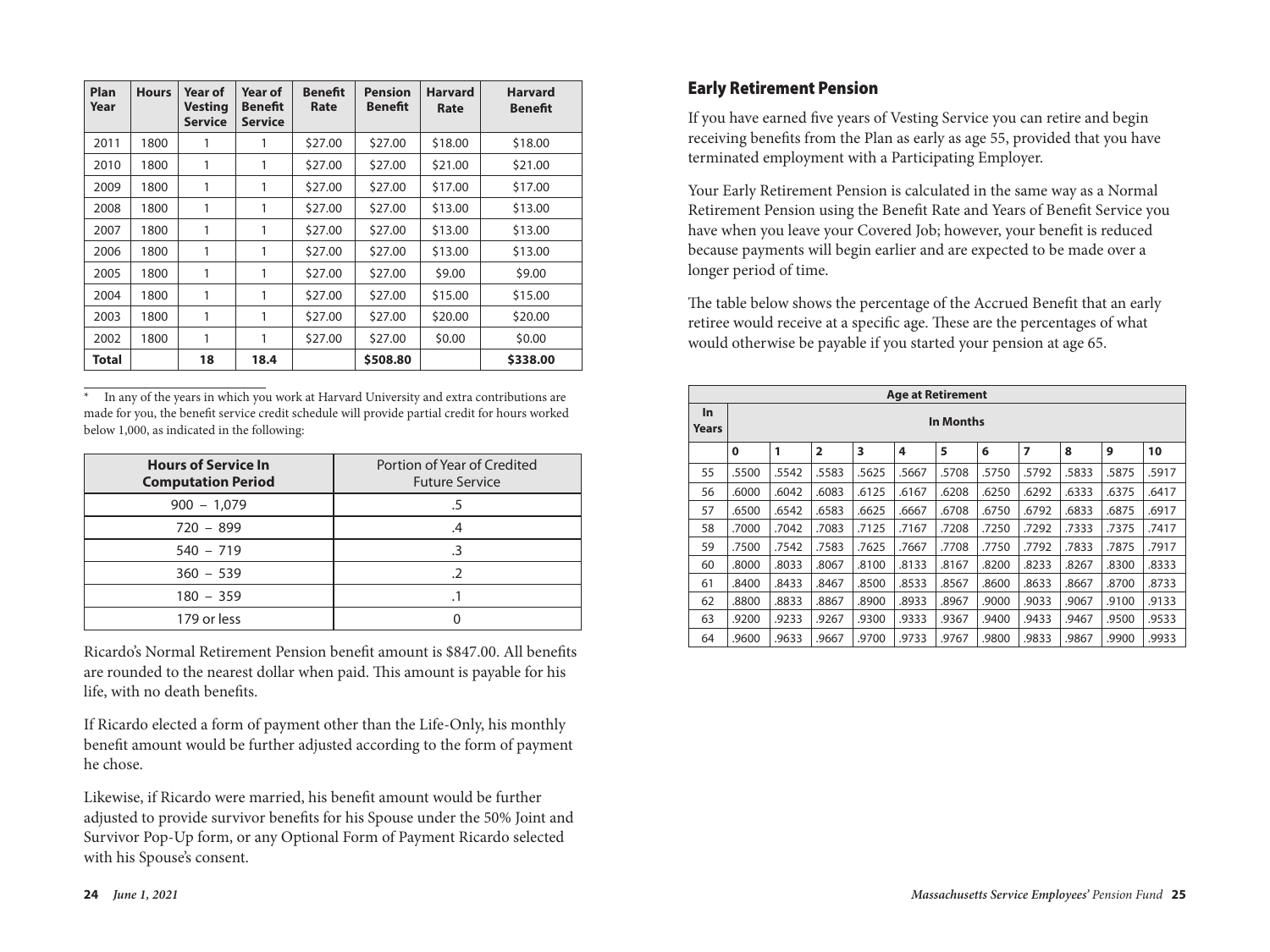| Plan Year | Hours | Year of Vesting Service | Year of Benefit Service | Benefit Rate | Pension Benefit | Harvard Rate | Harvard Benefit |
|---|---|---|---|---|---|---|---|
| 2011 | 1800 | 1 | 1 | $27.00 | $27.00 | $18.00 | $18.00 |
| 2010 | 1800 | 1 | 1 | $27.00 | $27.00 | $21.00 | $21.00 |
| 2009 | 1800 | 1 | 1 | $27.00 | $27.00 | $17.00 | $17.00 |
| 2008 | 1800 | 1 | 1 | $27.00 | $27.00 | $13.00 | $13.00 |
| 2007 | 1800 | 1 | 1 | $27.00 | $27.00 | $13.00 | $13.00 |
| 2006 | 1800 | 1 | 1 | $27.00 | $27.00 | $13.00 | $13.00 |
| 2005 | 1800 | 1 | 1 | $27.00 | $27.00 | $9.00 | $9.00 |
| 2004 | 1800 | 1 | 1 | $27.00 | $27.00 | $15.00 | $15.00 |
| 2003 | 1800 | 1 | 1 | $27.00 | $27.00 | $20.00 | $20.00 |
| 2002 | 1800 | 1 | 1 | $27.00 | $27.00 | $0.00 | $0.00 |
| **Total** | | **18** | **18.4** | | **$508.80** | | **$338.00** |

* In any of the years in which you work at Harvard University and extra contributions are made for you, the benefit service credit schedule will provide partial credit for hours worked below 1,000, as indicated in the following:

| Hours of Service In Computation Period | Portion of Year of Credited Future Service |
|---|---|
| 900 – 1,079 | .5 |
| 720 – 899 | .4 |
| 540 – 719 | .3 |
| 360 – 539 | .2 |
| 180 – 359 | .1 |
| 179 or less | 0 |

Ricardo's Normal Retirement Pension benefit amount is $847.00. All benefits are rounded to the nearest dollar when paid. This amount is payable for his life, with no death benefits.

If Ricardo elected a form of payment other than the Life-Only, his monthly benefit amount would be further adjusted according to the form of payment he chose.

Likewise, if Ricardo were married, his benefit amount would be further adjusted to provide survivor benefits for his Spouse under the 50% Joint and Survivor Pop-Up form, or any Optional Form of Payment Ricardo selected with his Spouse's consent.

## Early Retirement Pension

If you have earned five years of Vesting Service you can retire and begin receiving benefits from the Plan as early as age 55, provided that you have terminated employment with a Participating Employer.

Your Early Retirement Pension is calculated in the same way as a Normal Retirement Pension using the Benefit Rate and Years of Benefit Service you have when you leave your Covered Job; however, your benefit is reduced because payments will begin earlier and are expected to be made over a longer period of time.

The table below shows the percentage of the Accrued Benefit that an early retiree would receive at a specific age. These are the percentages of what would otherwise be payable if you started your pension at age 65.

| Age at Retirement | | | | | | | | | | | |
|---|---|---|---|---|---|---|---|---|---|---|---|
| In Years | In Months | | | | | | | | | | |
| | 0 | 1 | 2 | 3 | 4 | 5 | 6 | 7 | 8 | 9 | 10 |
| 55 | .5500 | .5542 | .5583 | .5625 | .5667 | .5708 | .5750 | .5792 | .5833 | .5875 | .5917 |
| 56 | .6000 | .6042 | .6083 | .6125 | .6167 | .6208 | .6250 | .6292 | .6333 | .6375 | .6417 |
| 57 | .6500 | .6542 | .6583 | .6625 | .6667 | .6708 | .6750 | .6792 | .6833 | .6875 | .6917 |
| 58 | .7000 | .7042 | .7083 | .7125 | .7167 | .7208 | .7250 | .7292 | .7333 | .7375 | .7417 |
| 59 | .7500 | .7542 | .7583 | .7625 | .7667 | .7708 | .7750 | .7792 | .7833 | .7875 | .7917 |
| 60 | .8000 | .8033 | .8067 | .8100 | .8133 | .8167 | .8200 | .8233 | .8267 | .8300 | .8333 |
| 61 | .8400 | .8433 | .8467 | .8500 | .8533 | .8567 | .8600 | .8633 | .8667 | .8700 | .8733 |
| 62 | .8800 | .8833 | .8867 | .8900 | .8933 | .8967 | .9000 | .9033 | .9067 | .9100 | .9133 |
| 63 | .9200 | .9233 | .9267 | .9300 | .9333 | .9367 | .9400 | .9433 | .9467 | .9500 | .9533 |
| 64 | .9600 | .9633 | .9667 | .9700 | .9733 | .9767 | .9800 | .9833 | .9867 | .9900 | .9933 |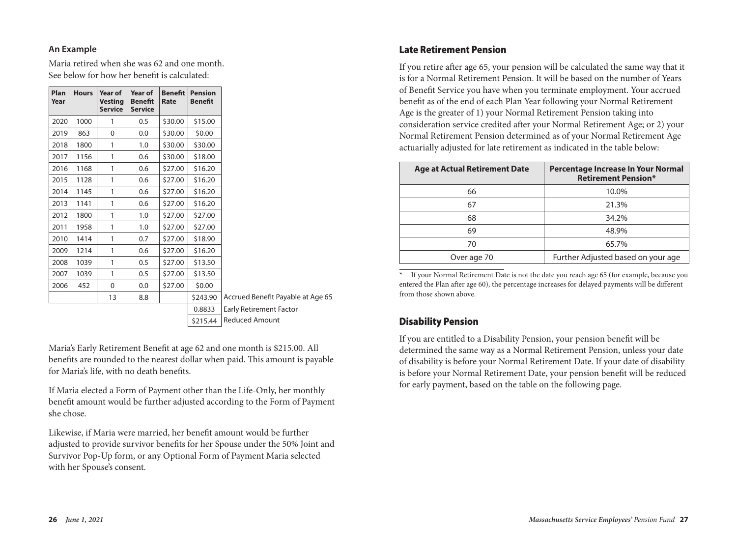**An Example**

Maria retired when she was 62 and one month. See below for how her benefit is calculated:

| Plan Year | Hours | Year of Vesting Service | Year of Benefit Service | Benefit Rate | Pension Benefit | |
|---|---|---|---|---|---|---|
| 2020 | 1000 | 1 | 0.5 | $30.00 | $15.00 | |
| 2019 | 863 | 0 | 0.0 | $30.00 | $0.00 | |
| 2018 | 1800 | 1 | 1.0 | $30.00 | $30.00 | |
| 2017 | 1156 | 1 | 0.6 | $30.00 | $18.00 | |
| 2016 | 1168 | 1 | 0.6 | $27.00 | $16.20 | |
| 2015 | 1128 | 1 | 0.6 | $27.00 | $16.20 | |
| 2014 | 1145 | 1 | 0.6 | $27.00 | $16.20 | |
| 2013 | 1141 | 1 | 0.6 | $27.00 | $16.20 | |
| 2012 | 1800 | 1 | 1.0 | $27.00 | $27.00 | |
| 2011 | 1958 | 1 | 1.0 | $27.00 | $27.00 | |
| 2010 | 1414 | 1 | 0.7 | $27.00 | $18.90 | |
| 2009 | 1214 | 1 | 0.6 | $27.00 | $16.20 | |
| 2008 | 1039 | 1 | 0.5 | $27.00 | $13.50 | |
| 2007 | 1039 | 1 | 0.5 | $27.00 | $13.50 | |
| 2006 | 452 | 0 | 0.0 | $27.00 | $0.00 | |
| | | 13 | 8.8 | | $243.90 | Accrued Benefit Payable at Age 65 |
| | | | | | 0.8833 | Early Retirement Factor |
| | | | | | $215.44 | Reduced Amount |

Maria's Early Retirement Benefit at age 62 and one month is $215.00. All benefits are rounded to the nearest dollar when paid. This amount is payable for Maria's life, with no death benefits.

If Maria elected a Form of Payment other than the Life-Only, her monthly benefit amount would be further adjusted according to the Form of Payment she chose.

Likewise, if Maria were married, her benefit amount would be further adjusted to provide survivor benefits for her Spouse under the 50% Joint and Survivor Pop-Up form, or any Optional Form of Payment Maria selected with her Spouse's consent.

## Late Retirement Pension

If you retire after age 65, your pension will be calculated the same way that it is for a Normal Retirement Pension. It will be based on the number of Years of Benefit Service you have when you terminate employment. Your accrued benefit as of the end of each Plan Year following your Normal Retirement Age is the greater of 1) your Normal Retirement Pension taking into consideration service credited after your Normal Retirement Age; or 2) your Normal Retirement Pension determined as of your Normal Retirement Age actuarially adjusted for late retirement as indicated in the table below:

| Age at Actual Retirement Date | Percentage Increase In Your Normal Retirement Pension* |
|---|---|
| 66 | 10.0% |
| 67 | 21.3% |
| 68 | 34.2% |
| 69 | 48.9% |
| 70 | 65.7% |
| Over age 70 | Further Adjusted based on your age |

\* If your Normal Retirement Date is not the date you reach age 65 (for example, because you entered the Plan after age 60), the percentage increases for delayed payments will be different from those shown above.

## Disability Pension

If you are entitled to a Disability Pension, your pension benefit will be determined the same way as a Normal Retirement Pension, unless your date of disability is before your Normal Retirement Date. If your date of disability is before your Normal Retirement Date, your pension benefit will be reduced for early payment, based on the table on the following page.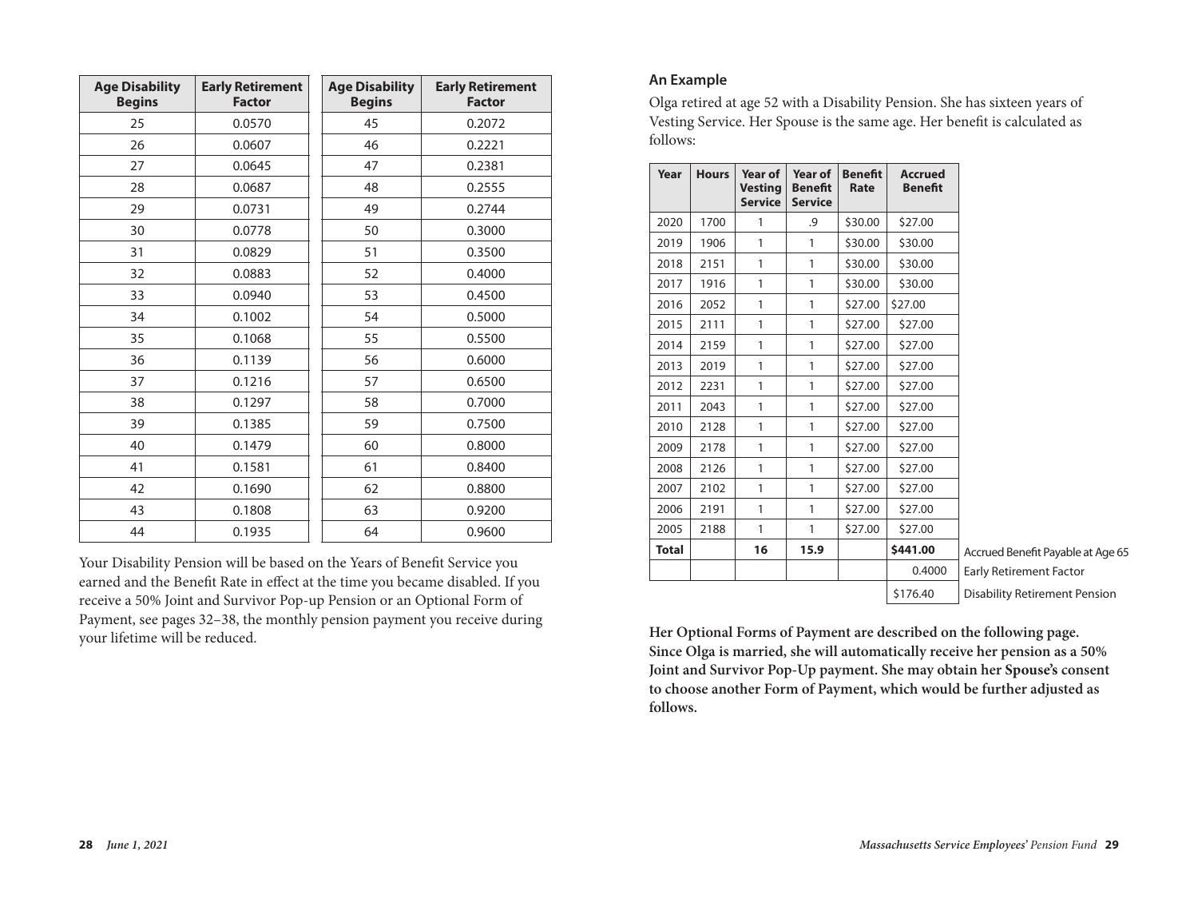| Age Disability Begins | Early Retirement Factor | Age Disability Begins | Early Retirement Factor |
|---|---|---|---|
| 25 | 0.0570 | 45 | 0.2072 |
| 26 | 0.0607 | 46 | 0.2221 |
| 27 | 0.0645 | 47 | 0.2381 |
| 28 | 0.0687 | 48 | 0.2555 |
| 29 | 0.0731 | 49 | 0.2744 |
| 30 | 0.0778 | 50 | 0.3000 |
| 31 | 0.0829 | 51 | 0.3500 |
| 32 | 0.0883 | 52 | 0.4000 |
| 33 | 0.0940 | 53 | 0.4500 |
| 34 | 0.1002 | 54 | 0.5000 |
| 35 | 0.1068 | 55 | 0.5500 |
| 36 | 0.1139 | 56 | 0.6000 |
| 37 | 0.1216 | 57 | 0.6500 |
| 38 | 0.1297 | 58 | 0.7000 |
| 39 | 0.1385 | 59 | 0.7500 |
| 40 | 0.1479 | 60 | 0.8000 |
| 41 | 0.1581 | 61 | 0.8400 |
| 42 | 0.1690 | 62 | 0.8800 |
| 43 | 0.1808 | 63 | 0.9200 |
| 44 | 0.1935 | 64 | 0.9600 |

Your Disability Pension will be based on the Years of Benefit Service you earned and the Benefit Rate in effect at the time you became disabled. If you receive a 50% Joint and Survivor Pop-up Pension or an Optional Form of Payment, see pages 32–38, the monthly pension payment you receive during your lifetime will be reduced.

### An Example

Olga retired at age 52 with a Disability Pension. She has sixteen years of Vesting Service. Her Spouse is the same age. Her benefit is calculated as follows:

| Year | Hours | Year of Vesting Service | Year of Benefit Service | Benefit Rate | Accrued Benefit | |
|---|---|---|---|---|---|---|
| 2020 | 1700 | 1 | .9 | $30.00 | $27.00 | |
| 2019 | 1906 | 1 | 1 | $30.00 | $30.00 | |
| 2018 | 2151 | 1 | 1 | $30.00 | $30.00 | |
| 2017 | 1916 | 1 | 1 | $30.00 | $30.00 | |
| 2016 | 2052 | 1 | 1 | $27.00 | $27.00 | |
| 2015 | 2111 | 1 | 1 | $27.00 | $27.00 | |
| 2014 | 2159 | 1 | 1 | $27.00 | $27.00 | |
| 2013 | 2019 | 1 | 1 | $27.00 | $27.00 | |
| 2012 | 2231 | 1 | 1 | $27.00 | $27.00 | |
| 2011 | 2043 | 1 | 1 | $27.00 | $27.00 | |
| 2010 | 2128 | 1 | 1 | $27.00 | $27.00 | |
| 2009 | 2178 | 1 | 1 | $27.00 | $27.00 | |
| 2008 | 2126 | 1 | 1 | $27.00 | $27.00 | |
| 2007 | 2102 | 1 | 1 | $27.00 | $27.00 | |
| 2006 | 2191 | 1 | 1 | $27.00 | $27.00 | |
| 2005 | 2188 | 1 | 1 | $27.00 | $27.00 | |
| **Total** | | **16** | **15.9** | | **$441.00** | Accrued Benefit Payable at Age 65 |
| | | | | | 0.4000 | Early Retirement Factor |
| | | | | | $176.40 | Disability Retirement Pension |

**Her Optional Forms of Payment are described on the following page. Since Olga is married, she will automatically receive her pension as a 50% Joint and Survivor Pop-Up payment. She may obtain her Spouse's consent to choose another Form of Payment, which would be further adjusted as follows.**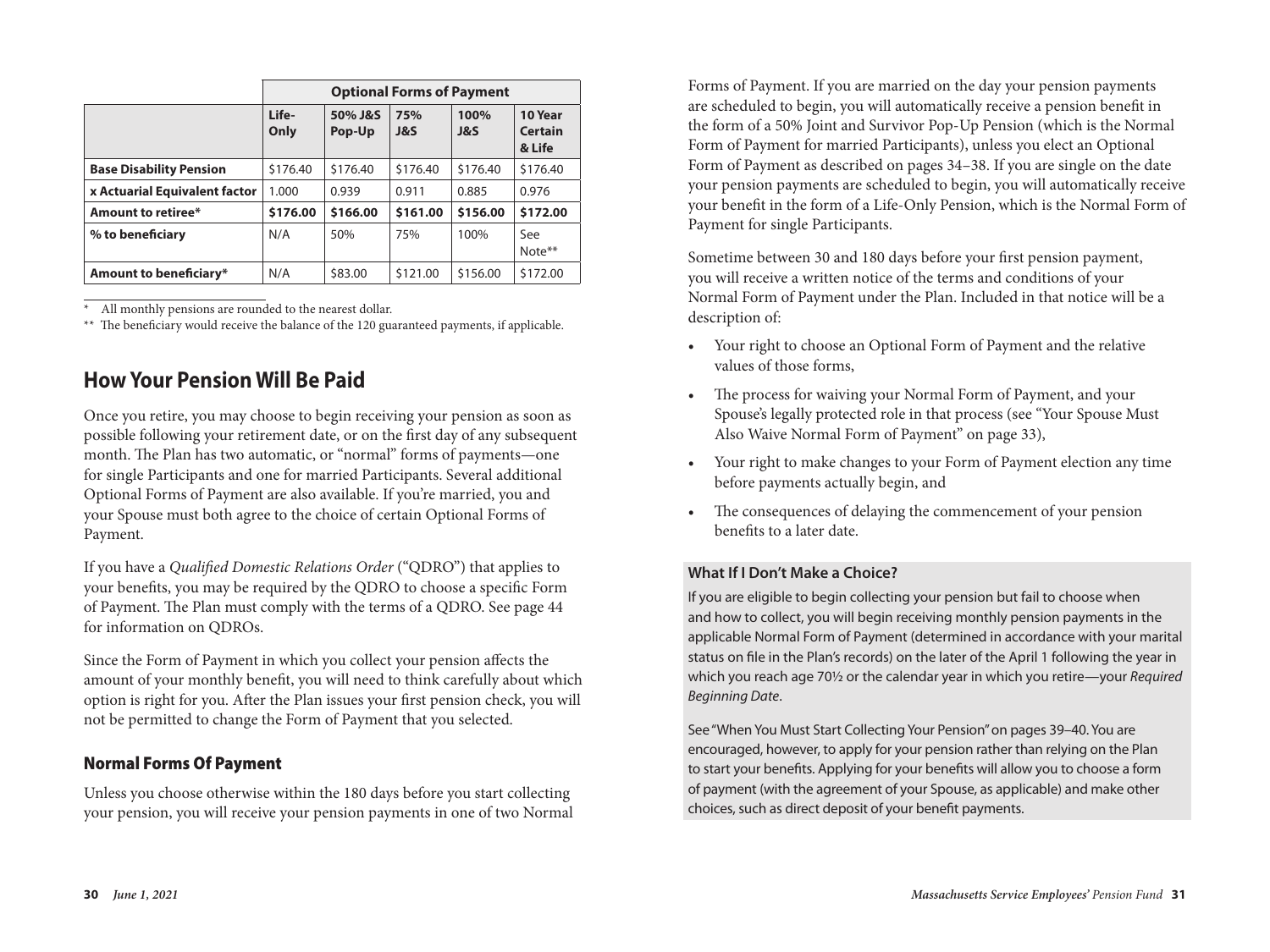| | Optional Forms of Payment | | | | |
|---|---|---|---|---|---|
| | **Life-Only** | **50% J&S Pop-Up** | **75% J&S** | **100% J&S** | **10 Year Certain & Life** |
| **Base Disability Pension** | $176.40 | $176.40 | $176.40 | $176.40 | $176.40 |
| **x Actuarial Equivalent factor** | 1.000 | 0.939 | 0.911 | 0.885 | 0.976 |
| **Amount to retiree*** | **$176.00** | **$166.00** | **$161.00** | **$156.00** | **$172.00** |
| **% to beneficiary** | N/A | 50% | 75% | 100% | See Note** |
| **Amount to beneficiary*** | N/A | $83.00 | $121.00 | $156.00 | $172.00 |

\* All monthly pensions are rounded to the nearest dollar.

\** The beneficiary would receive the balance of the 120 guaranteed payments, if applicable.

## How Your Pension Will Be Paid

Once you retire, you may choose to begin receiving your pension as soon as possible following your retirement date, or on the first day of any subsequent month. The Plan has two automatic, or "normal" forms of payments—one for single Participants and one for married Participants. Several additional Optional Forms of Payment are also available. If you're married, you and your Spouse must both agree to the choice of certain Optional Forms of Payment.

If you have a *Qualified Domestic Relations Order* ("QDRO") that applies to your benefits, you may be required by the QDRO to choose a specific Form of Payment. The Plan must comply with the terms of a QDRO. See page 44 for information on QDROs.

Since the Form of Payment in which you collect your pension affects the amount of your monthly benefit, you will need to think carefully about which option is right for you. After the Plan issues your first pension check, you will not be permitted to change the Form of Payment that you selected.

### Normal Forms Of Payment

Unless you choose otherwise within the 180 days before you start collecting your pension, you will receive your pension payments in one of two Normal Forms of Payment. If you are married on the day your pension payments are scheduled to begin, you will automatically receive a pension benefit in the form of a 50% Joint and Survivor Pop-Up Pension (which is the Normal Form of Payment for married Participants), unless you elect an Optional Form of Payment as described on pages 34–38. If you are single on the date your pension payments are scheduled to begin, you will automatically receive your benefit in the form of a Life-Only Pension, which is the Normal Form of Payment for single Participants.

Sometime between 30 and 180 days before your first pension payment, you will receive a written notice of the terms and conditions of your Normal Form of Payment under the Plan. Included in that notice will be a description of:

- Your right to choose an Optional Form of Payment and the relative values of those forms,
- The process for waiving your Normal Form of Payment, and your Spouse's legally protected role in that process (see "Your Spouse Must Also Waive Normal Form of Payment" on page 33),
- Your right to make changes to your Form of Payment election any time before payments actually begin, and
- The consequences of delaying the commencement of your pension benefits to a later date.

#### What If I Don't Make a Choice?

If you are eligible to begin collecting your pension but fail to choose when and how to collect, you will begin receiving monthly pension payments in the applicable Normal Form of Payment (determined in accordance with your marital status on file in the Plan's records) on the later of the April 1 following the year in which you reach age 70½ or the calendar year in which you retire—your *Required Beginning Date*.

See "When You Must Start Collecting Your Pension" on pages 39–40. You are encouraged, however, to apply for your pension rather than relying on the Plan to start your benefits. Applying for your benefits will allow you to choose a form of payment (with the agreement of your Spouse, as applicable) and make other choices, such as direct deposit of your benefit payments.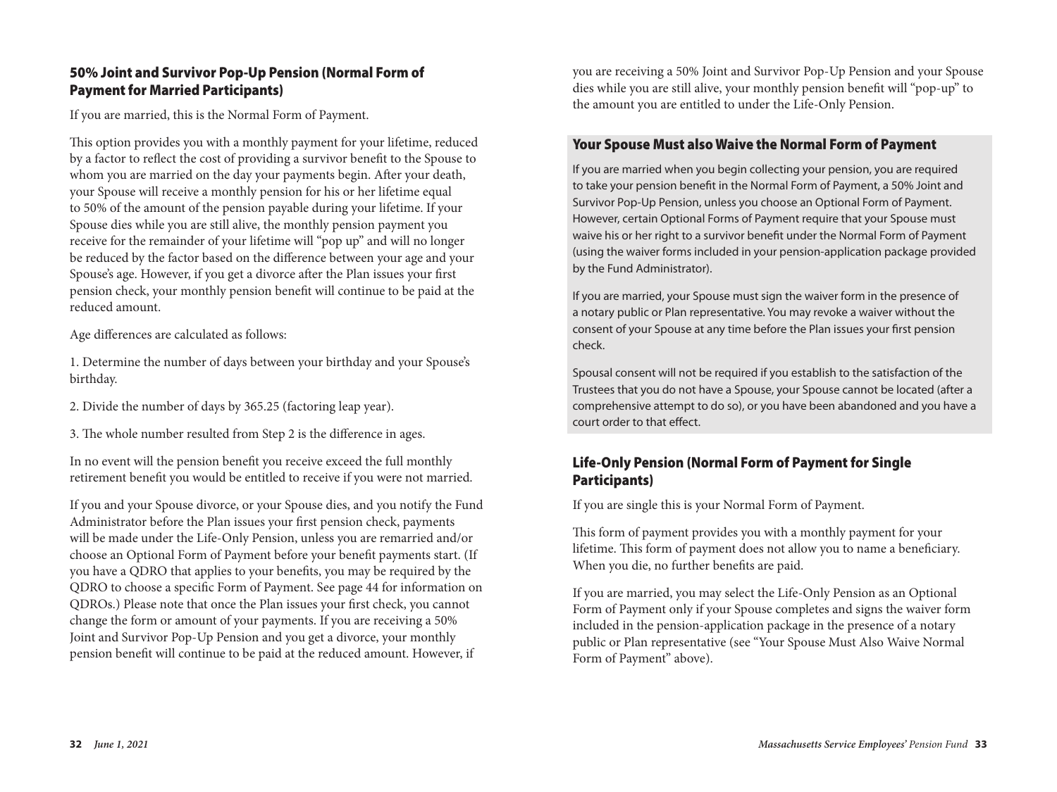## 50% Joint and Survivor Pop-Up Pension (Normal Form of Payment for Married Participants)

If you are married, this is the Normal Form of Payment.

This option provides you with a monthly payment for your lifetime, reduced by a factor to reflect the cost of providing a survivor benefit to the Spouse to whom you are married on the day your payments begin. After your death, your Spouse will receive a monthly pension for his or her lifetime equal to 50% of the amount of the pension payable during your lifetime. If your Spouse dies while you are still alive, the monthly pension payment you receive for the remainder of your lifetime will "pop up" and will no longer be reduced by the factor based on the difference between your age and your Spouse's age. However, if you get a divorce after the Plan issues your first pension check, your monthly pension benefit will continue to be paid at the reduced amount.

Age differences are calculated as follows:

1. Determine the number of days between your birthday and your Spouse's birthday.

2. Divide the number of days by 365.25 (factoring leap year).

3. The whole number resulted from Step 2 is the difference in ages.

In no event will the pension benefit you receive exceed the full monthly retirement benefit you would be entitled to receive if you were not married.

If you and your Spouse divorce, or your Spouse dies, and you notify the Fund Administrator before the Plan issues your first pension check, payments will be made under the Life-Only Pension, unless you are remarried and/or choose an Optional Form of Payment before your benefit payments start. (If you have a QDRO that applies to your benefits, you may be required by the QDRO to choose a specific Form of Payment. See page 44 for information on QDROs.) Please note that once the Plan issues your first check, you cannot change the form or amount of your payments. If you are receiving a 50% Joint and Survivor Pop-Up Pension and you get a divorce, your monthly pension benefit will continue to be paid at the reduced amount. However, if you are receiving a 50% Joint and Survivor Pop-Up Pension and your Spouse dies while you are still alive, your monthly pension benefit will "pop-up" to the amount you are entitled to under the Life-Only Pension.

### Your Spouse Must also Waive the Normal Form of Payment

If you are married when you begin collecting your pension, you are required to take your pension benefit in the Normal Form of Payment, a 50% Joint and Survivor Pop-Up Pension, unless you choose an Optional Form of Payment. However, certain Optional Forms of Payment require that your Spouse must waive his or her right to a survivor benefit under the Normal Form of Payment (using the waiver forms included in your pension-application package provided by the Fund Administrator).

If you are married, your Spouse must sign the waiver form in the presence of a notary public or Plan representative. You may revoke a waiver without the consent of your Spouse at any time before the Plan issues your first pension check.

Spousal consent will not be required if you establish to the satisfaction of the Trustees that you do not have a Spouse, your Spouse cannot be located (after a comprehensive attempt to do so), or you have been abandoned and you have a court order to that effect.

## Life-Only Pension (Normal Form of Payment for Single Participants)

If you are single this is your Normal Form of Payment.

This form of payment provides you with a monthly payment for your lifetime. This form of payment does not allow you to name a beneficiary. When you die, no further benefits are paid.

If you are married, you may select the Life-Only Pension as an Optional Form of Payment only if your Spouse completes and signs the waiver form included in the pension-application package in the presence of a notary public or Plan representative (see "Your Spouse Must Also Waive Normal Form of Payment" above).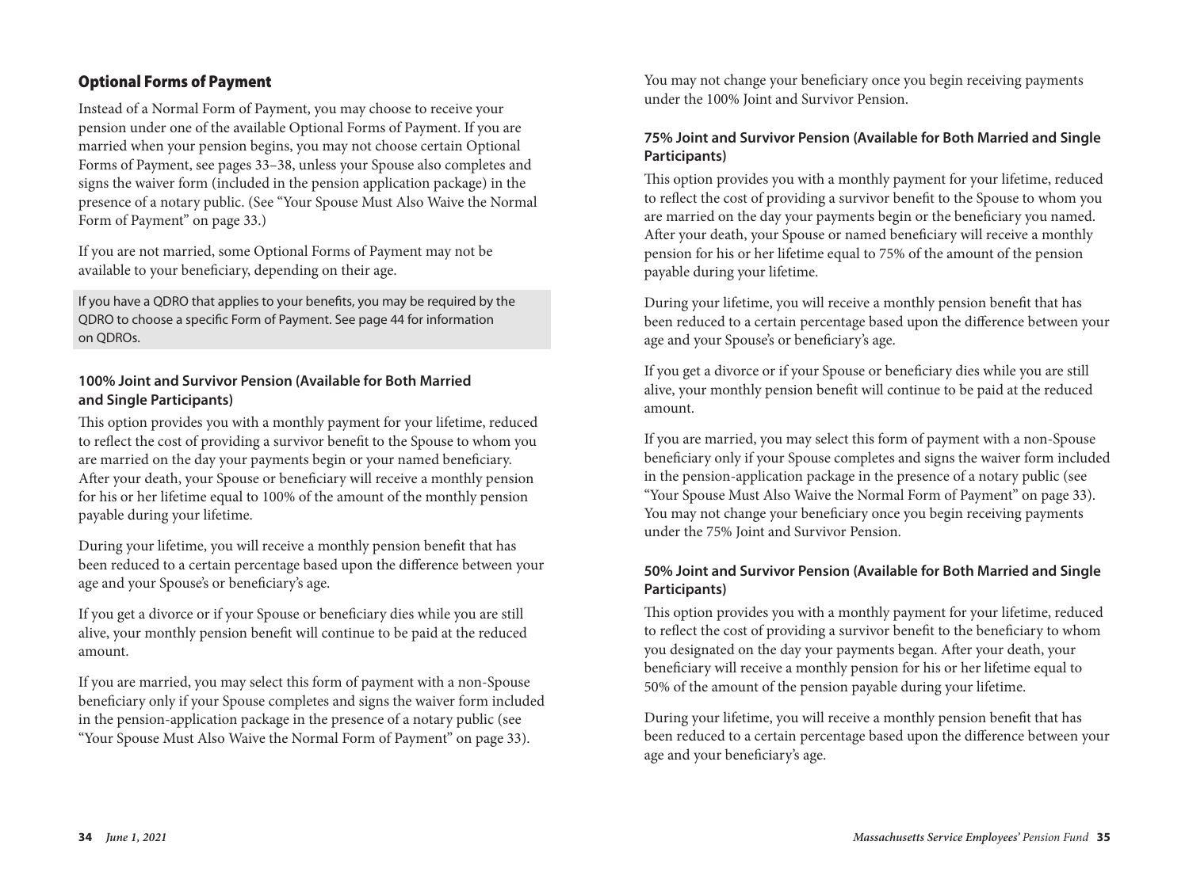## Optional Forms of Payment

Instead of a Normal Form of Payment, you may choose to receive your pension under one of the available Optional Forms of Payment. If you are married when your pension begins, you may not choose certain Optional Forms of Payment, see pages 33–38, unless your Spouse also completes and signs the waiver form (included in the pension application package) in the presence of a notary public. (See "Your Spouse Must Also Waive the Normal Form of Payment" on page 33.)

If you are not married, some Optional Forms of Payment may not be available to your beneficiary, depending on their age.

If you have a QDRO that applies to your benefits, you may be required by the QDRO to choose a specific Form of Payment. See page 44 for information on QDROs.

### 100% Joint and Survivor Pension (Available for Both Married and Single Participants)

This option provides you with a monthly payment for your lifetime, reduced to reflect the cost of providing a survivor benefit to the Spouse to whom you are married on the day your payments begin or your named beneficiary. After your death, your Spouse or beneficiary will receive a monthly pension for his or her lifetime equal to 100% of the amount of the monthly pension payable during your lifetime.

During your lifetime, you will receive a monthly pension benefit that has been reduced to a certain percentage based upon the difference between your age and your Spouse's or beneficiary's age.

If you get a divorce or if your Spouse or beneficiary dies while you are still alive, your monthly pension benefit will continue to be paid at the reduced amount.

If you are married, you may select this form of payment with a non-Spouse beneficiary only if your Spouse completes and signs the waiver form included in the pension-application package in the presence of a notary public (see "Your Spouse Must Also Waive the Normal Form of Payment" on page 33).

You may not change your beneficiary once you begin receiving payments under the 100% Joint and Survivor Pension.

### 75% Joint and Survivor Pension (Available for Both Married and Single Participants)

This option provides you with a monthly payment for your lifetime, reduced to reflect the cost of providing a survivor benefit to the Spouse to whom you are married on the day your payments begin or the beneficiary you named. After your death, your Spouse or named beneficiary will receive a monthly pension for his or her lifetime equal to 75% of the amount of the pension payable during your lifetime.

During your lifetime, you will receive a monthly pension benefit that has been reduced to a certain percentage based upon the difference between your age and your Spouse's or beneficiary's age.

If you get a divorce or if your Spouse or beneficiary dies while you are still alive, your monthly pension benefit will continue to be paid at the reduced amount.

If you are married, you may select this form of payment with a non-Spouse beneficiary only if your Spouse completes and signs the waiver form included in the pension-application package in the presence of a notary public (see "Your Spouse Must Also Waive the Normal Form of Payment" on page 33). You may not change your beneficiary once you begin receiving payments under the 75% Joint and Survivor Pension.

### 50% Joint and Survivor Pension (Available for Both Married and Single Participants)

This option provides you with a monthly payment for your lifetime, reduced to reflect the cost of providing a survivor benefit to the beneficiary to whom you designated on the day your payments began. After your death, your beneficiary will receive a monthly pension for his or her lifetime equal to 50% of the amount of the pension payable during your lifetime.

During your lifetime, you will receive a monthly pension benefit that has been reduced to a certain percentage based upon the difference between your age and your beneficiary's age.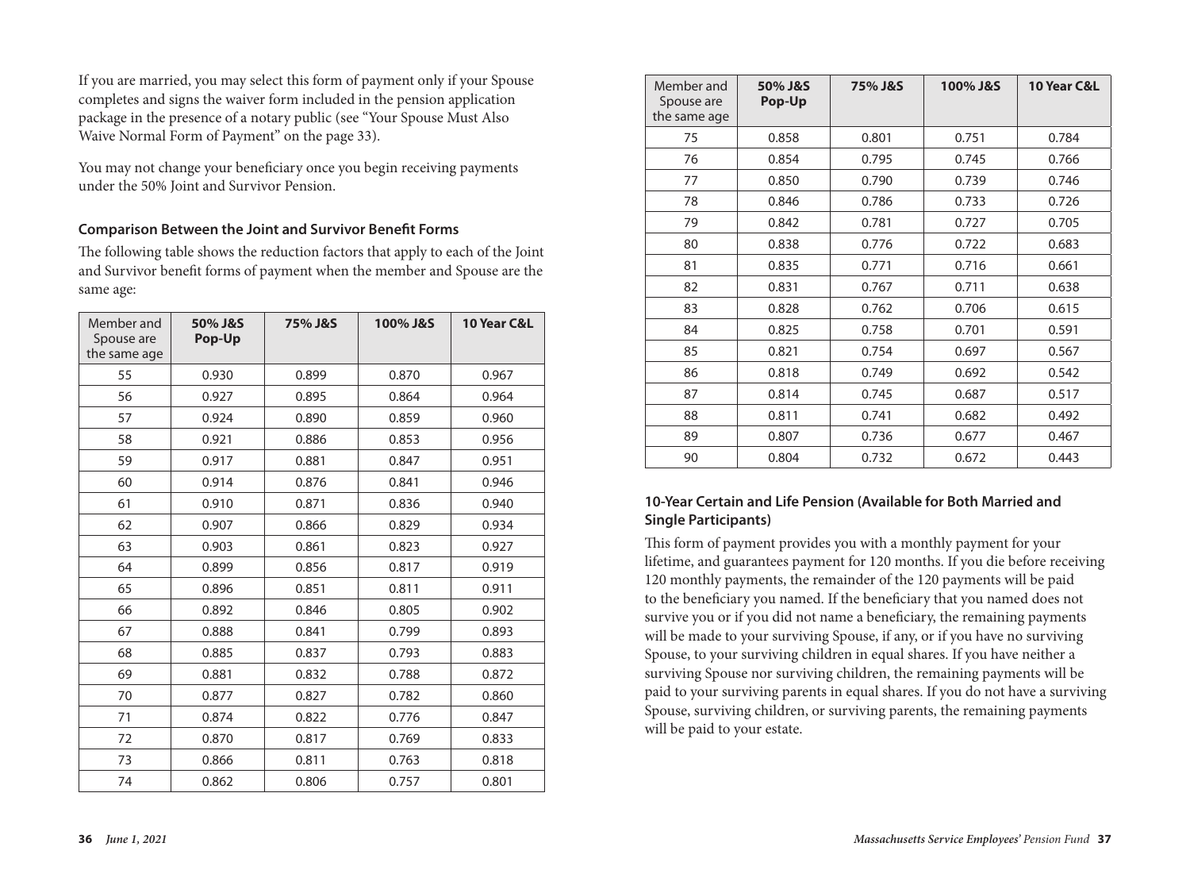If you are married, you may select this form of payment only if your Spouse completes and signs the waiver form included in the pension application package in the presence of a notary public (see "Your Spouse Must Also Waive Normal Form of Payment" on the page 33).

You may not change your beneficiary once you begin receiving payments under the 50% Joint and Survivor Pension.

### Comparison Between the Joint and Survivor Benefit Forms

The following table shows the reduction factors that apply to each of the Joint and Survivor benefit forms of payment when the member and Spouse are the same age:

| Member and Spouse are the same age | 50% J&S Pop-Up | 75% J&S | 100% J&S | 10 Year C&L |
|---|---|---|---|---|
| 55 | 0.930 | 0.899 | 0.870 | 0.967 |
| 56 | 0.927 | 0.895 | 0.864 | 0.964 |
| 57 | 0.924 | 0.890 | 0.859 | 0.960 |
| 58 | 0.921 | 0.886 | 0.853 | 0.956 |
| 59 | 0.917 | 0.881 | 0.847 | 0.951 |
| 60 | 0.914 | 0.876 | 0.841 | 0.946 |
| 61 | 0.910 | 0.871 | 0.836 | 0.940 |
| 62 | 0.907 | 0.866 | 0.829 | 0.934 |
| 63 | 0.903 | 0.861 | 0.823 | 0.927 |
| 64 | 0.899 | 0.856 | 0.817 | 0.919 |
| 65 | 0.896 | 0.851 | 0.811 | 0.911 |
| 66 | 0.892 | 0.846 | 0.805 | 0.902 |
| 67 | 0.888 | 0.841 | 0.799 | 0.893 |
| 68 | 0.885 | 0.837 | 0.793 | 0.883 |
| 69 | 0.881 | 0.832 | 0.788 | 0.872 |
| 70 | 0.877 | 0.827 | 0.782 | 0.860 |
| 71 | 0.874 | 0.822 | 0.776 | 0.847 |
| 72 | 0.870 | 0.817 | 0.769 | 0.833 |
| 73 | 0.866 | 0.811 | 0.763 | 0.818 |
| 74 | 0.862 | 0.806 | 0.757 | 0.801 |
| 75 | 0.858 | 0.801 | 0.751 | 0.784 |
| 76 | 0.854 | 0.795 | 0.745 | 0.766 |
| 77 | 0.850 | 0.790 | 0.739 | 0.746 |
| 78 | 0.846 | 0.786 | 0.733 | 0.726 |
| 79 | 0.842 | 0.781 | 0.727 | 0.705 |
| 80 | 0.838 | 0.776 | 0.722 | 0.683 |
| 81 | 0.835 | 0.771 | 0.716 | 0.661 |
| 82 | 0.831 | 0.767 | 0.711 | 0.638 |
| 83 | 0.828 | 0.762 | 0.706 | 0.615 |
| 84 | 0.825 | 0.758 | 0.701 | 0.591 |
| 85 | 0.821 | 0.754 | 0.697 | 0.567 |
| 86 | 0.818 | 0.749 | 0.692 | 0.542 |
| 87 | 0.814 | 0.745 | 0.687 | 0.517 |
| 88 | 0.811 | 0.741 | 0.682 | 0.492 |
| 89 | 0.807 | 0.736 | 0.677 | 0.467 |
| 90 | 0.804 | 0.732 | 0.672 | 0.443 |

### 10-Year Certain and Life Pension (Available for Both Married and Single Participants)

This form of payment provides you with a monthly payment for your lifetime, and guarantees payment for 120 months. If you die before receiving 120 monthly payments, the remainder of the 120 payments will be paid to the beneficiary you named. If the beneficiary that you named does not survive you or if you did not name a beneficiary, the remaining payments will be made to your surviving Spouse, if any, or if you have no surviving Spouse, to your surviving children in equal shares. If you have neither a surviving Spouse nor surviving children, the remaining payments will be paid to your surviving parents in equal shares. If you do not have a surviving Spouse, surviving children, or surviving parents, the remaining payments will be paid to your estate.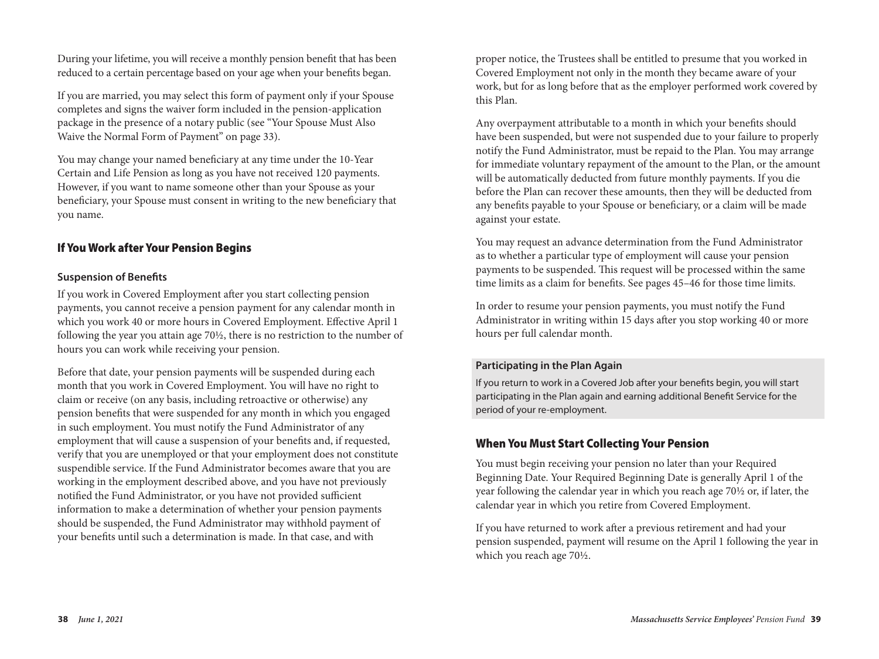During your lifetime, you will receive a monthly pension benefit that has been reduced to a certain percentage based on your age when your benefits began.

If you are married, you may select this form of payment only if your Spouse completes and signs the waiver form included in the pension-application package in the presence of a notary public (see "Your Spouse Must Also Waive the Normal Form of Payment" on page 33).

You may change your named beneficiary at any time under the 10-Year Certain and Life Pension as long as you have not received 120 payments. However, if you want to name someone other than your Spouse as your beneficiary, your Spouse must consent in writing to the new beneficiary that you name.

## If You Work after Your Pension Begins

### Suspension of Benefits

If you work in Covered Employment after you start collecting pension payments, you cannot receive a pension payment for any calendar month in which you work 40 or more hours in Covered Employment. Effective April 1 following the year you attain age 70½, there is no restriction to the number of hours you can work while receiving your pension.

Before that date, your pension payments will be suspended during each month that you work in Covered Employment. You will have no right to claim or receive (on any basis, including retroactive or otherwise) any pension benefits that were suspended for any month in which you engaged in such employment. You must notify the Fund Administrator of any employment that will cause a suspension of your benefits and, if requested, verify that you are unemployed or that your employment does not constitute suspendible service. If the Fund Administrator becomes aware that you are working in the employment described above, and you have not previously notified the Fund Administrator, or you have not provided sufficient information to make a determination of whether your pension payments should be suspended, the Fund Administrator may withhold payment of your benefits until such a determination is made. In that case, and with proper notice, the Trustees shall be entitled to presume that you worked in Covered Employment not only in the month they became aware of your work, but for as long before that as the employer performed work covered by this Plan.

Any overpayment attributable to a month in which your benefits should have been suspended, but were not suspended due to your failure to properly notify the Fund Administrator, must be repaid to the Plan. You may arrange for immediate voluntary repayment of the amount to the Plan, or the amount will be automatically deducted from future monthly payments. If you die before the Plan can recover these amounts, then they will be deducted from any benefits payable to your Spouse or beneficiary, or a claim will be made against your estate.

You may request an advance determination from the Fund Administrator as to whether a particular type of employment will cause your pension payments to be suspended. This request will be processed within the same time limits as a claim for benefits. See pages 45–46 for those time limits.

In order to resume your pension payments, you must notify the Fund Administrator in writing within 15 days after you stop working 40 or more hours per full calendar month.

### Participating in the Plan Again

If you return to work in a Covered Job after your benefits begin, you will start participating in the Plan again and earning additional Benefit Service for the period of your re-employment.

## When You Must Start Collecting Your Pension

You must begin receiving your pension no later than your Required Beginning Date. Your Required Beginning Date is generally April 1 of the year following the calendar year in which you reach age 70½ or, if later, the calendar year in which you retire from Covered Employment.

If you have returned to work after a previous retirement and had your pension suspended, payment will resume on the April 1 following the year in which you reach age 70½.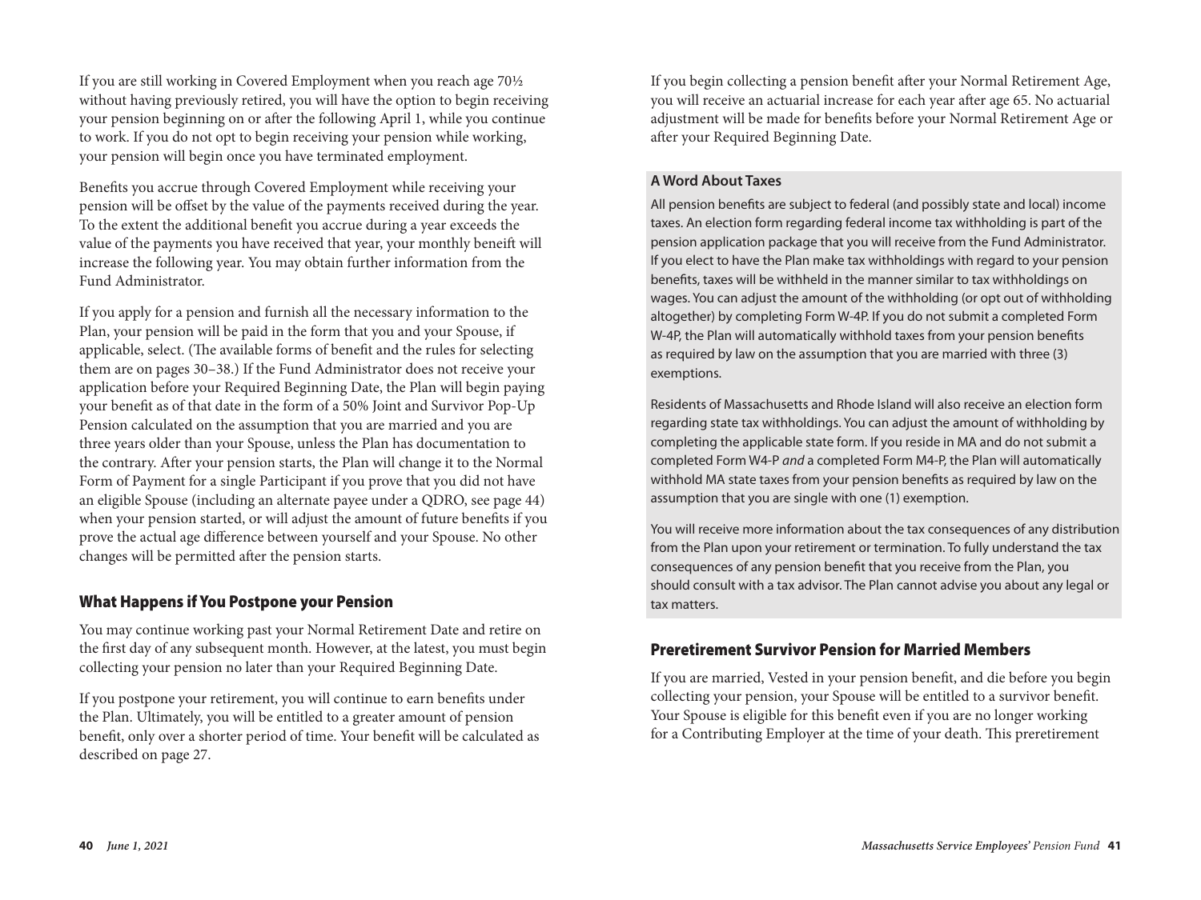If you are still working in Covered Employment when you reach age 70½ without having previously retired, you will have the option to begin receiving your pension beginning on or after the following April 1, while you continue to work. If you do not opt to begin receiving your pension while working, your pension will begin once you have terminated employment.

Benefits you accrue through Covered Employment while receiving your pension will be offset by the value of the payments received during the year. To the extent the additional benefit you accrue during a year exceeds the value of the payments you have received that year, your monthly beneift will increase the following year. You may obtain further information from the Fund Administrator.

If you apply for a pension and furnish all the necessary information to the Plan, your pension will be paid in the form that you and your Spouse, if applicable, select. (The available forms of benefit and the rules for selecting them are on pages 30–38.) If the Fund Administrator does not receive your application before your Required Beginning Date, the Plan will begin paying your benefit as of that date in the form of a 50% Joint and Survivor Pop-Up Pension calculated on the assumption that you are married and you are three years older than your Spouse, unless the Plan has documentation to the contrary. After your pension starts, the Plan will change it to the Normal Form of Payment for a single Participant if you prove that you did not have an eligible Spouse (including an alternate payee under a QDRO, see page 44) when your pension started, or will adjust the amount of future benefits if you prove the actual age difference between yourself and your Spouse. No other changes will be permitted after the pension starts.

## What Happens if You Postpone your Pension

You may continue working past your Normal Retirement Date and retire on the first day of any subsequent month. However, at the latest, you must begin collecting your pension no later than your Required Beginning Date.

If you postpone your retirement, you will continue to earn benefits under the Plan. Ultimately, you will be entitled to a greater amount of pension benefit, only over a shorter period of time. Your benefit will be calculated as described on page 27.

If you begin collecting a pension benefit after your Normal Retirement Age, you will receive an actuarial increase for each year after age 65. No actuarial adjustment will be made for benefits before your Normal Retirement Age or after your Required Beginning Date.

### A Word About Taxes

All pension benefits are subject to federal (and possibly state and local) income taxes. An election form regarding federal income tax withholding is part of the pension application package that you will receive from the Fund Administrator. If you elect to have the Plan make tax withholdings with regard to your pension benefits, taxes will be withheld in the manner similar to tax withholdings on wages. You can adjust the amount of the withholding (or opt out of withholding altogether) by completing Form W-4P. If you do not submit a completed Form W-4P, the Plan will automatically withhold taxes from your pension benefits as required by law on the assumption that you are married with three (3) exemptions.

Residents of Massachusetts and Rhode Island will also receive an election form regarding state tax withholdings. You can adjust the amount of withholding by completing the applicable state form. If you reside in MA and do not submit a completed Form W4-P *and* a completed Form M4-P, the Plan will automatically withhold MA state taxes from your pension benefits as required by law on the assumption that you are single with one (1) exemption.

You will receive more information about the tax consequences of any distribution from the Plan upon your retirement or termination. To fully understand the tax consequences of any pension benefit that you receive from the Plan, you should consult with a tax advisor. The Plan cannot advise you about any legal or tax matters.

## Preretirement Survivor Pension for Married Members

If you are married, Vested in your pension benefit, and die before you begin collecting your pension, your Spouse will be entitled to a survivor benefit. Your Spouse is eligible for this benefit even if you are no longer working for a Contributing Employer at the time of your death. This preretirement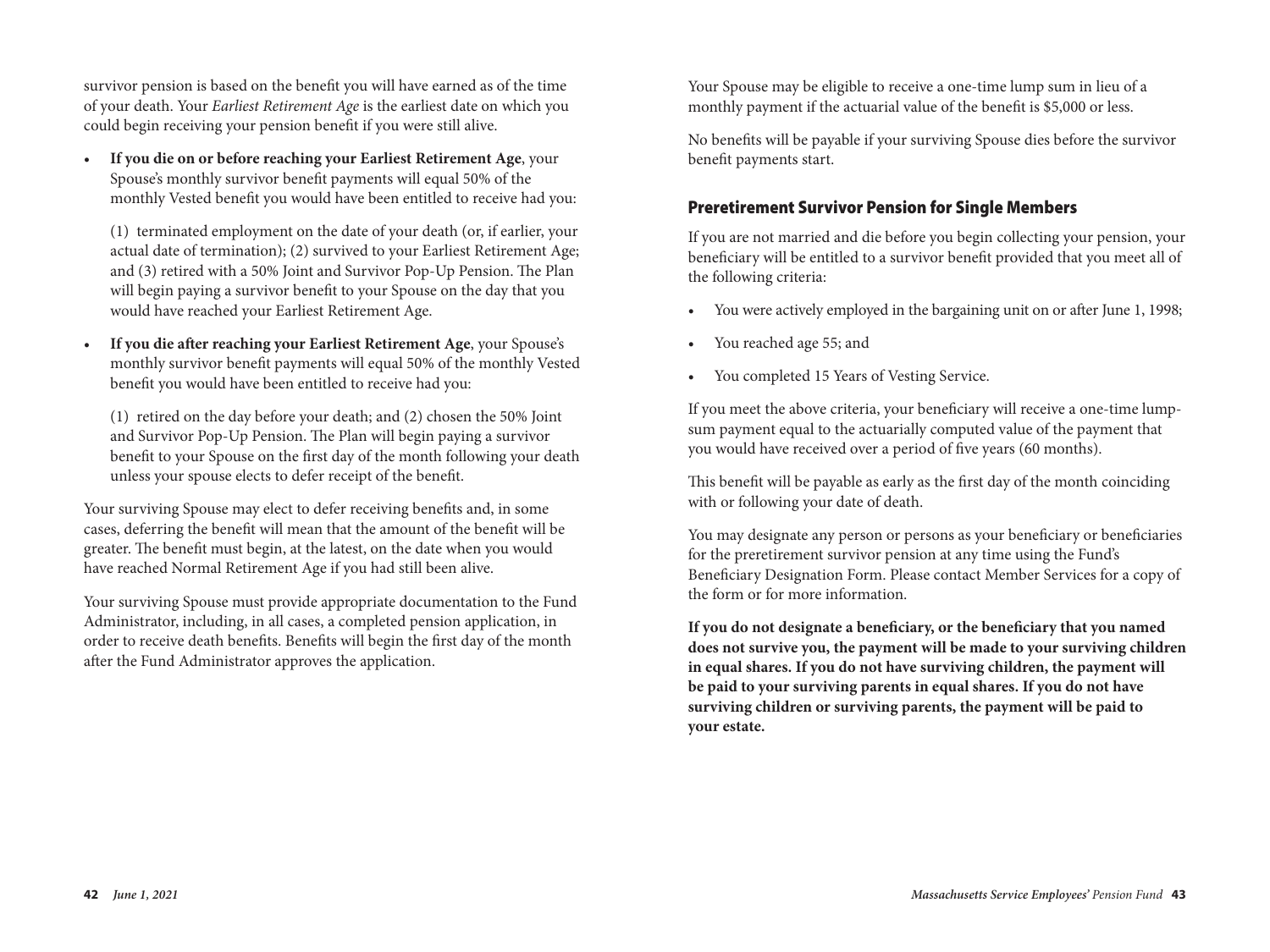survivor pension is based on the benefit you will have earned as of the time of your death. Your *Earliest Retirement Age* is the earliest date on which you could begin receiving your pension benefit if you were still alive.

- **If you die on or before reaching your Earliest Retirement Age**, your Spouse's monthly survivor benefit payments will equal 50% of the monthly Vested benefit you would have been entitled to receive had you:

  (1) terminated employment on the date of your death (or, if earlier, your actual date of termination); (2) survived to your Earliest Retirement Age; and (3) retired with a 50% Joint and Survivor Pop-Up Pension. The Plan will begin paying a survivor benefit to your Spouse on the day that you would have reached your Earliest Retirement Age.

- **If you die after reaching your Earliest Retirement Age**, your Spouse's monthly survivor benefit payments will equal 50% of the monthly Vested benefit you would have been entitled to receive had you:

  (1) retired on the day before your death; and (2) chosen the 50% Joint and Survivor Pop-Up Pension. The Plan will begin paying a survivor benefit to your Spouse on the first day of the month following your death unless your spouse elects to defer receipt of the benefit.

Your surviving Spouse may elect to defer receiving benefits and, in some cases, deferring the benefit will mean that the amount of the benefit will be greater. The benefit must begin, at the latest, on the date when you would have reached Normal Retirement Age if you had still been alive.

Your surviving Spouse must provide appropriate documentation to the Fund Administrator, including, in all cases, a completed pension application, in order to receive death benefits. Benefits will begin the first day of the month after the Fund Administrator approves the application.

Your Spouse may be eligible to receive a one-time lump sum in lieu of a monthly payment if the actuarial value of the benefit is $5,000 or less.

No benefits will be payable if your surviving Spouse dies before the survivor benefit payments start.

## Preretirement Survivor Pension for Single Members

If you are not married and die before you begin collecting your pension, your beneficiary will be entitled to a survivor benefit provided that you meet all of the following criteria:

- You were actively employed in the bargaining unit on or after June 1, 1998;
- You reached age 55; and
- You completed 15 Years of Vesting Service.

If you meet the above criteria, your beneficiary will receive a one-time lump-sum payment equal to the actuarially computed value of the payment that you would have received over a period of five years (60 months).

This benefit will be payable as early as the first day of the month coinciding with or following your date of death.

You may designate any person or persons as your beneficiary or beneficiaries for the preretirement survivor pension at any time using the Fund's Beneficiary Designation Form. Please contact Member Services for a copy of the form or for more information.

**If you do not designate a beneficiary, or the beneficiary that you named does not survive you, the payment will be made to your surviving children in equal shares. If you do not have surviving children, the payment will be paid to your surviving parents in equal shares. If you do not have surviving children or surviving parents, the payment will be paid to your estate.**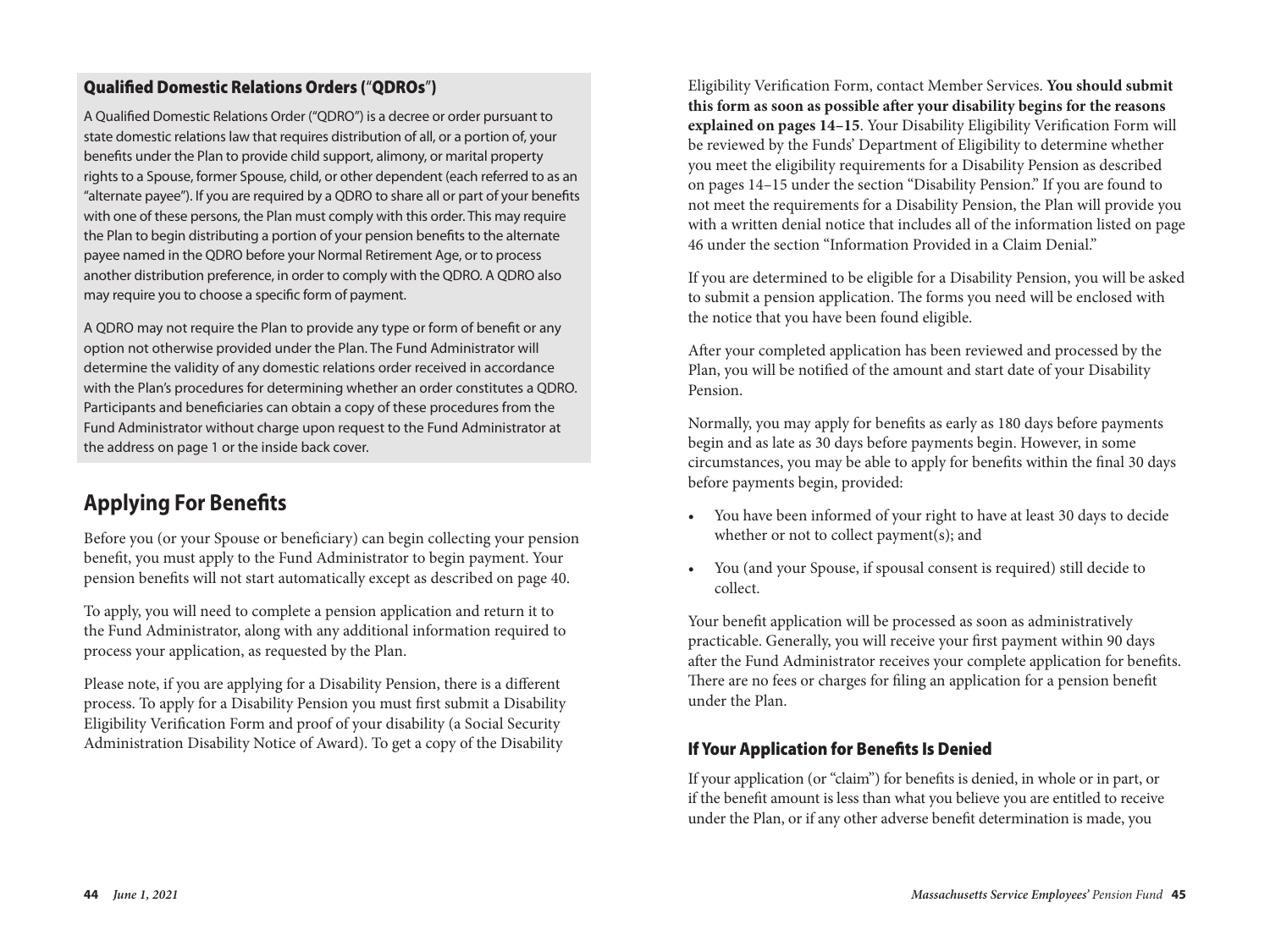### Qualified Domestic Relations Orders ("QDROs")

A Qualified Domestic Relations Order ("QDRO") is a decree or order pursuant to state domestic relations law that requires distribution of all, or a portion of, your benefits under the Plan to provide child support, alimony, or marital property rights to a Spouse, former Spouse, child, or other dependent (each referred to as an "alternate payee"). If you are required by a QDRO to share all or part of your benefits with one of these persons, the Plan must comply with this order. This may require the Plan to begin distributing a portion of your pension benefits to the alternate payee named in the QDRO before your Normal Retirement Age, or to process another distribution preference, in order to comply with the QDRO. A QDRO also may require you to choose a specific form of payment.

A QDRO may not require the Plan to provide any type or form of benefit or any option not otherwise provided under the Plan. The Fund Administrator will determine the validity of any domestic relations order received in accordance with the Plan's procedures for determining whether an order constitutes a QDRO. Participants and beneficiaries can obtain a copy of these procedures from the Fund Administrator without charge upon request to the Fund Administrator at the address on page 1 or the inside back cover.

## Applying For Benefits

Before you (or your Spouse or beneficiary) can begin collecting your pension benefit, you must apply to the Fund Administrator to begin payment. Your pension benefits will not start automatically except as described on page 40.

To apply, you will need to complete a pension application and return it to the Fund Administrator, along with any additional information required to process your application, as requested by the Plan.

Please note, if you are applying for a Disability Pension, there is a different process. To apply for a Disability Pension you must first submit a Disability Eligibility Verification Form and proof of your disability (a Social Security Administration Disability Notice of Award). To get a copy of the Disability Eligibility Verification Form, contact Member Services. **You should submit this form as soon as possible after your disability begins for the reasons explained on pages 14–15**. Your Disability Eligibility Verification Form will be reviewed by the Funds' Department of Eligibility to determine whether you meet the eligibility requirements for a Disability Pension as described on pages 14–15 under the section "Disability Pension." If you are found to not meet the requirements for a Disability Pension, the Plan will provide you with a written denial notice that includes all of the information listed on page 46 under the section "Information Provided in a Claim Denial."

If you are determined to be eligible for a Disability Pension, you will be asked to submit a pension application. The forms you need will be enclosed with the notice that you have been found eligible.

After your completed application has been reviewed and processed by the Plan, you will be notified of the amount and start date of your Disability Pension.

Normally, you may apply for benefits as early as 180 days before payments begin and as late as 30 days before payments begin. However, in some circumstances, you may be able to apply for benefits within the final 30 days before payments begin, provided:

- You have been informed of your right to have at least 30 days to decide whether or not to collect payment(s); and
- You (and your Spouse, if spousal consent is required) still decide to collect.

Your benefit application will be processed as soon as administratively practicable. Generally, you will receive your first payment within 90 days after the Fund Administrator receives your complete application for benefits. There are no fees or charges for filing an application for a pension benefit under the Plan.

### If Your Application for Benefits Is Denied

If your application (or "claim") for benefits is denied, in whole or in part, or if the benefit amount is less than what you believe you are entitled to receive under the Plan, or if any other adverse benefit determination is made, you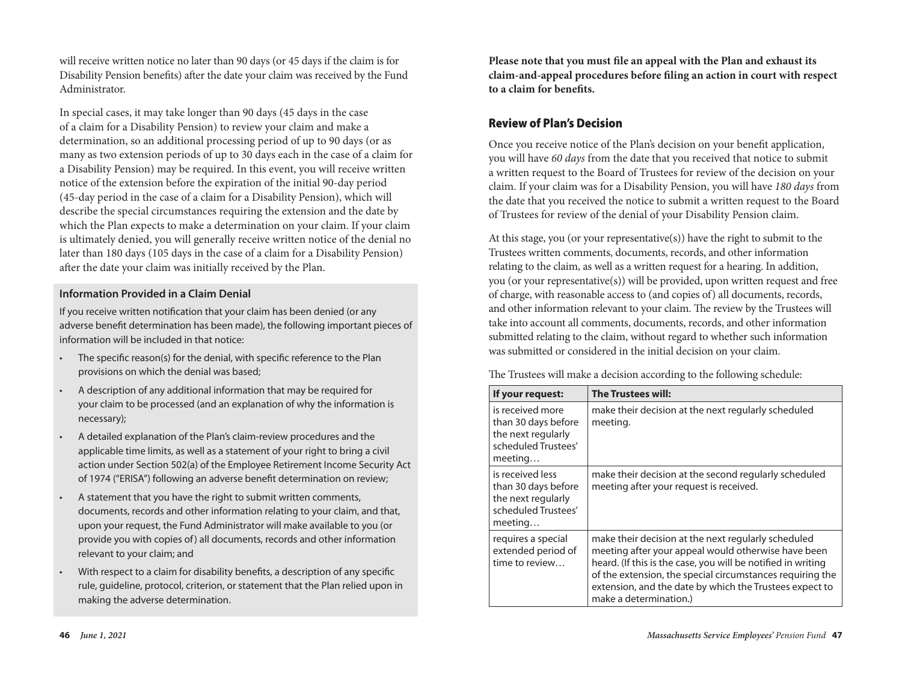will receive written notice no later than 90 days (or 45 days if the claim is for Disability Pension benefits) after the date your claim was received by the Fund Administrator.

In special cases, it may take longer than 90 days (45 days in the case of a claim for a Disability Pension) to review your claim and make a determination, so an additional processing period of up to 90 days (or as many as two extension periods of up to 30 days each in the case of a claim for a Disability Pension) may be required. In this event, you will receive written notice of the extension before the expiration of the initial 90-day period (45-day period in the case of a claim for a Disability Pension), which will describe the special circumstances requiring the extension and the date by which the Plan expects to make a determination on your claim. If your claim is ultimately denied, you will generally receive written notice of the denial no later than 180 days (105 days in the case of a claim for a Disability Pension) after the date your claim was initially received by the Plan.

**Information Provided in a Claim Denial**

If you receive written notification that your claim has been denied (or any adverse benefit determination has been made), the following important pieces of information will be included in that notice:

- The specific reason(s) for the denial, with specific reference to the Plan provisions on which the denial was based;
- A description of any additional information that may be required for your claim to be processed (and an explanation of why the information is necessary);
- A detailed explanation of the Plan's claim-review procedures and the applicable time limits, as well as a statement of your right to bring a civil action under Section 502(a) of the Employee Retirement Income Security Act of 1974 ("ERISA") following an adverse benefit determination on review;
- A statement that you have the right to submit written comments, documents, records and other information relating to your claim, and that, upon your request, the Fund Administrator will make available to you (or provide you with copies of) all documents, records and other information relevant to your claim; and
- With respect to a claim for disability benefits, a description of any specific rule, guideline, protocol, criterion, or statement that the Plan relied upon in making the adverse determination.

**Please note that you must file an appeal with the Plan and exhaust its claim-and-appeal procedures before filing an action in court with respect to a claim for benefits.**

## Review of Plan's Decision

Once you receive notice of the Plan's decision on your benefit application, you will have *60 days* from the date that you received that notice to submit a written request to the Board of Trustees for review of the decision on your claim. If your claim was for a Disability Pension, you will have *180 days* from the date that you received the notice to submit a written request to the Board of Trustees for review of the denial of your Disability Pension claim.

At this stage, you (or your representative(s)) have the right to submit to the Trustees written comments, documents, records, and other information relating to the claim, as well as a written request for a hearing. In addition, you (or your representative(s)) will be provided, upon written request and free of charge, with reasonable access to (and copies of) all documents, records, and other information relevant to your claim. The review by the Trustees will take into account all comments, documents, records, and other information submitted relating to the claim, without regard to whether such information was submitted or considered in the initial decision on your claim.

The Trustees will make a decision according to the following schedule:

| If your request: | The Trustees will: |
|---|---|
| is received more than 30 days before the next regularly scheduled Trustees' meeting… | make their decision at the next regularly scheduled meeting. |
| is received less than 30 days before the next regularly scheduled Trustees' meeting… | make their decision at the second regularly scheduled meeting after your request is received. |
| requires a special extended period of time to review… | make their decision at the next regularly scheduled meeting after your appeal would otherwise have been heard. (If this is the case, you will be notified in writing of the extension, the special circumstances requiring the extension, and the date by which the Trustees expect to make a determination.) |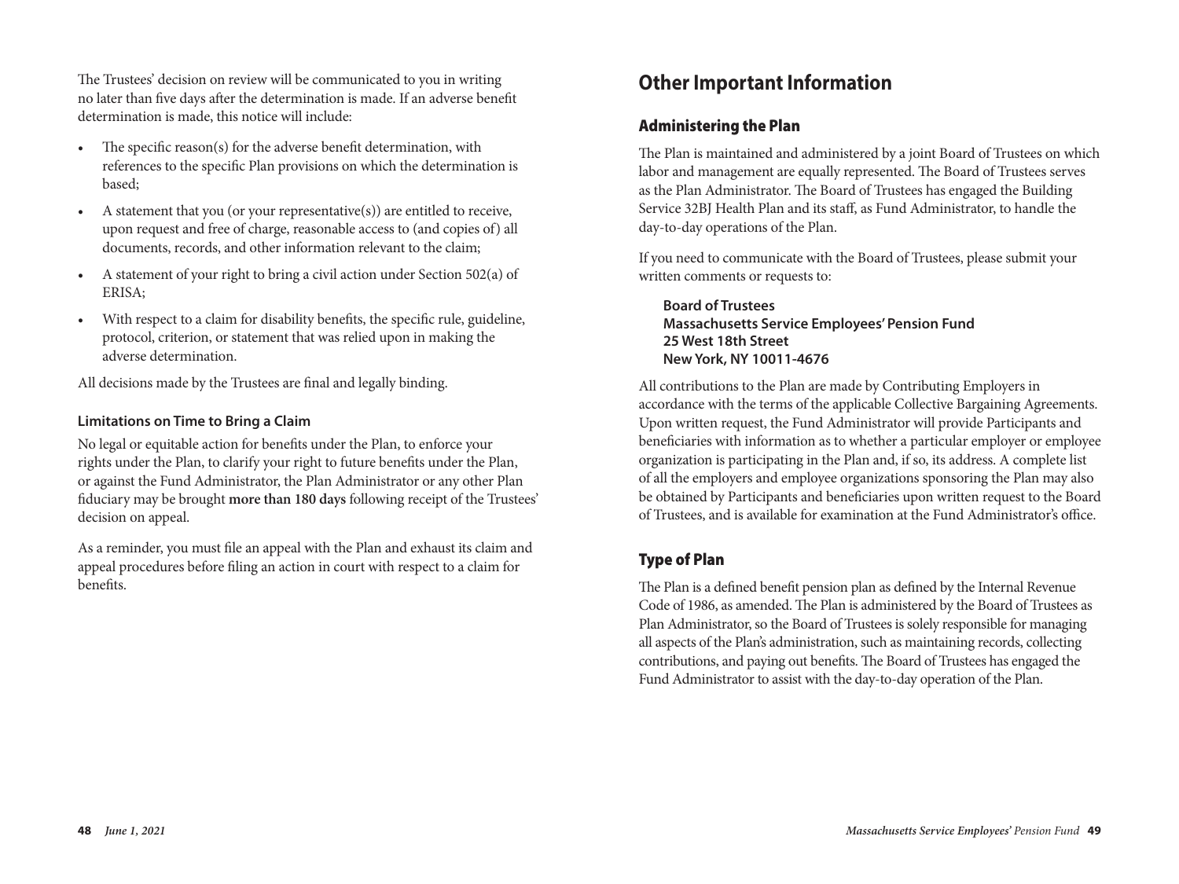The Trustees' decision on review will be communicated to you in writing no later than five days after the determination is made. If an adverse benefit determination is made, this notice will include:

- The specific reason(s) for the adverse benefit determination, with references to the specific Plan provisions on which the determination is based;
- A statement that you (or your representative(s)) are entitled to receive, upon request and free of charge, reasonable access to (and copies of) all documents, records, and other information relevant to the claim;
- A statement of your right to bring a civil action under Section 502(a) of ERISA;
- With respect to a claim for disability benefits, the specific rule, guideline, protocol, criterion, or statement that was relied upon in making the adverse determination.

All decisions made by the Trustees are final and legally binding.

### Limitations on Time to Bring a Claim

No legal or equitable action for benefits under the Plan, to enforce your rights under the Plan, to clarify your right to future benefits under the Plan, or against the Fund Administrator, the Plan Administrator or any other Plan fiduciary may be brought **more than 180 days** following receipt of the Trustees' decision on appeal.

As a reminder, you must file an appeal with the Plan and exhaust its claim and appeal procedures before filing an action in court with respect to a claim for benefits.

# Other Important Information

## Administering the Plan

The Plan is maintained and administered by a joint Board of Trustees on which labor and management are equally represented. The Board of Trustees serves as the Plan Administrator. The Board of Trustees has engaged the Building Service 32BJ Health Plan and its staff, as Fund Administrator, to handle the day-to-day operations of the Plan.

If you need to communicate with the Board of Trustees, please submit your written comments or requests to:

**Board of Trustees**
**Massachusetts Service Employees' Pension Fund**
**25 West 18th Street**
**New York, NY 10011-4676**

All contributions to the Plan are made by Contributing Employers in accordance with the terms of the applicable Collective Bargaining Agreements. Upon written request, the Fund Administrator will provide Participants and beneficiaries with information as to whether a particular employer or employee organization is participating in the Plan and, if so, its address. A complete list of all the employers and employee organizations sponsoring the Plan may also be obtained by Participants and beneficiaries upon written request to the Board of Trustees, and is available for examination at the Fund Administrator's office.

## Type of Plan

The Plan is a defined benefit pension plan as defined by the Internal Revenue Code of 1986, as amended. The Plan is administered by the Board of Trustees as Plan Administrator, so the Board of Trustees is solely responsible for managing all aspects of the Plan's administration, such as maintaining records, collecting contributions, and paying out benefits. The Board of Trustees has engaged the Fund Administrator to assist with the day-to-day operation of the Plan.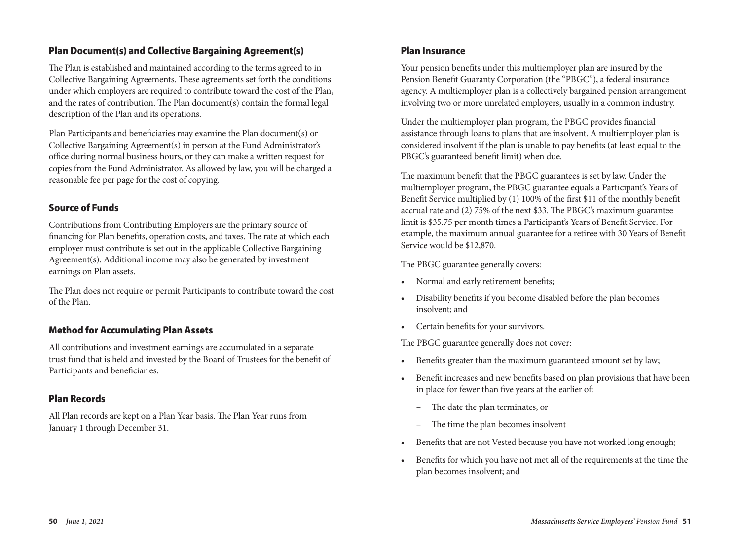## Plan Document(s) and Collective Bargaining Agreement(s)

The Plan is established and maintained according to the terms agreed to in Collective Bargaining Agreements. These agreements set forth the conditions under which employers are required to contribute toward the cost of the Plan, and the rates of contribution. The Plan document(s) contain the formal legal description of the Plan and its operations.

Plan Participants and beneficiaries may examine the Plan document(s) or Collective Bargaining Agreement(s) in person at the Fund Administrator's office during normal business hours, or they can make a written request for copies from the Fund Administrator. As allowed by law, you will be charged a reasonable fee per page for the cost of copying.

## Source of Funds

Contributions from Contributing Employers are the primary source of financing for Plan benefits, operation costs, and taxes. The rate at which each employer must contribute is set out in the applicable Collective Bargaining Agreement(s). Additional income may also be generated by investment earnings on Plan assets.

The Plan does not require or permit Participants to contribute toward the cost of the Plan.

## Method for Accumulating Plan Assets

All contributions and investment earnings are accumulated in a separate trust fund that is held and invested by the Board of Trustees for the benefit of Participants and beneficiaries.

## Plan Records

All Plan records are kept on a Plan Year basis. The Plan Year runs from January 1 through December 31.

## Plan Insurance

Your pension benefits under this multiemployer plan are insured by the Pension Benefit Guaranty Corporation (the "PBGC"), a federal insurance agency. A multiemployer plan is a collectively bargained pension arrangement involving two or more unrelated employers, usually in a common industry.

Under the multiemployer plan program, the PBGC provides financial assistance through loans to plans that are insolvent. A multiemployer plan is considered insolvent if the plan is unable to pay benefits (at least equal to the PBGC's guaranteed benefit limit) when due.

The maximum benefit that the PBGC guarantees is set by law. Under the multiemployer program, the PBGC guarantee equals a Participant's Years of Benefit Service multiplied by (1) 100% of the first $11 of the monthly benefit accrual rate and (2) 75% of the next $33. The PBGC's maximum guarantee limit is $35.75 per month times a Participant's Years of Benefit Service. For example, the maximum annual guarantee for a retiree with 30 Years of Benefit Service would be $12,870.

The PBGC guarantee generally covers:

- Normal and early retirement benefits;
- Disability benefits if you become disabled before the plan becomes insolvent; and
- Certain benefits for your survivors.

The PBGC guarantee generally does not cover:

- Benefits greater than the maximum guaranteed amount set by law;
- Benefit increases and new benefits based on plan provisions that have been in place for fewer than five years at the earlier of:
  - The date the plan terminates, or
  - The time the plan becomes insolvent
- Benefits that are not Vested because you have not worked long enough;
- Benefits for which you have not met all of the requirements at the time the plan becomes insolvent; and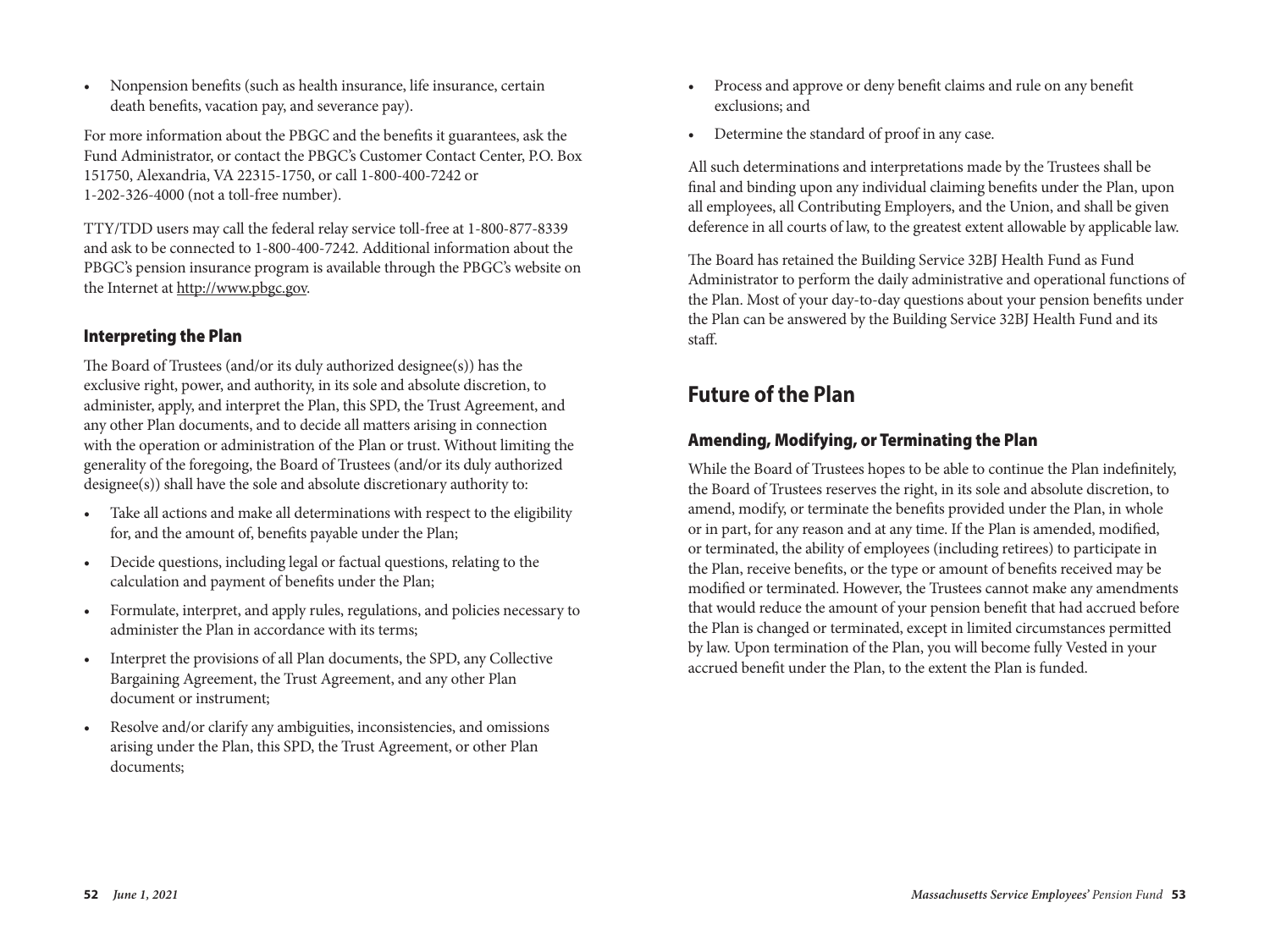- Nonpension benefits (such as health insurance, life insurance, certain death benefits, vacation pay, and severance pay).

For more information about the PBGC and the benefits it guarantees, ask the Fund Administrator, or contact the PBGC's Customer Contact Center, P.O. Box 151750, Alexandria, VA 22315-1750, or call 1-800-400-7242 or 1-202-326-4000 (not a toll-free number).

TTY/TDD users may call the federal relay service toll-free at 1-800-877-8339 and ask to be connected to 1-800-400-7242. Additional information about the PBGC's pension insurance program is available through the PBGC's website on the Internet at http://www.pbgc.gov.

### Interpreting the Plan

The Board of Trustees (and/or its duly authorized designee(s)) has the exclusive right, power, and authority, in its sole and absolute discretion, to administer, apply, and interpret the Plan, this SPD, the Trust Agreement, and any other Plan documents, and to decide all matters arising in connection with the operation or administration of the Plan or trust. Without limiting the generality of the foregoing, the Board of Trustees (and/or its duly authorized designee(s)) shall have the sole and absolute discretionary authority to:

- Take all actions and make all determinations with respect to the eligibility for, and the amount of, benefits payable under the Plan;
- Decide questions, including legal or factual questions, relating to the calculation and payment of benefits under the Plan;
- Formulate, interpret, and apply rules, regulations, and policies necessary to administer the Plan in accordance with its terms;
- Interpret the provisions of all Plan documents, the SPD, any Collective Bargaining Agreement, the Trust Agreement, and any other Plan document or instrument;
- Resolve and/or clarify any ambiguities, inconsistencies, and omissions arising under the Plan, this SPD, the Trust Agreement, or other Plan documents;
- Process and approve or deny benefit claims and rule on any benefit exclusions; and
- Determine the standard of proof in any case.

All such determinations and interpretations made by the Trustees shall be final and binding upon any individual claiming benefits under the Plan, upon all employees, all Contributing Employers, and the Union, and shall be given deference in all courts of law, to the greatest extent allowable by applicable law.

The Board has retained the Building Service 32BJ Health Fund as Fund Administrator to perform the daily administrative and operational functions of the Plan. Most of your day-to-day questions about your pension benefits under the Plan can be answered by the Building Service 32BJ Health Fund and its staff.

## Future of the Plan

### Amending, Modifying, or Terminating the Plan

While the Board of Trustees hopes to be able to continue the Plan indefinitely, the Board of Trustees reserves the right, in its sole and absolute discretion, to amend, modify, or terminate the benefits provided under the Plan, in whole or in part, for any reason and at any time. If the Plan is amended, modified, or terminated, the ability of employees (including retirees) to participate in the Plan, receive benefits, or the type or amount of benefits received may be modified or terminated. However, the Trustees cannot make any amendments that would reduce the amount of your pension benefit that had accrued before the Plan is changed or terminated, except in limited circumstances permitted by law. Upon termination of the Plan, you will become fully Vested in your accrued benefit under the Plan, to the extent the Plan is funded.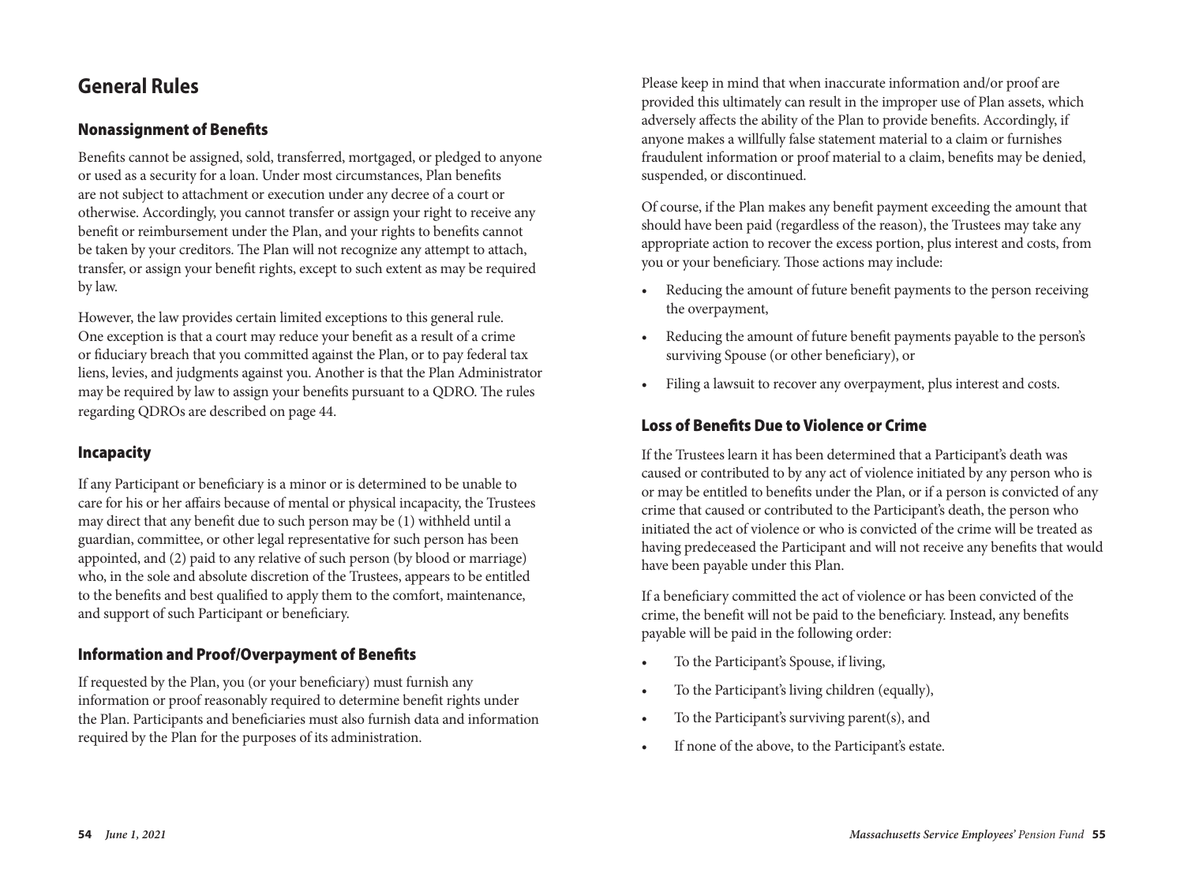## General Rules

### Nonassignment of Benefits

Benefits cannot be assigned, sold, transferred, mortgaged, or pledged to anyone or used as a security for a loan. Under most circumstances, Plan benefits are not subject to attachment or execution under any decree of a court or otherwise. Accordingly, you cannot transfer or assign your right to receive any benefit or reimbursement under the Plan, and your rights to benefits cannot be taken by your creditors. The Plan will not recognize any attempt to attach, transfer, or assign your benefit rights, except to such extent as may be required by law.

However, the law provides certain limited exceptions to this general rule. One exception is that a court may reduce your benefit as a result of a crime or fiduciary breach that you committed against the Plan, or to pay federal tax liens, levies, and judgments against you. Another is that the Plan Administrator may be required by law to assign your benefits pursuant to a QDRO. The rules regarding QDROs are described on page 44.

### Incapacity

If any Participant or beneficiary is a minor or is determined to be unable to care for his or her affairs because of mental or physical incapacity, the Trustees may direct that any benefit due to such person may be (1) withheld until a guardian, committee, or other legal representative for such person has been appointed, and (2) paid to any relative of such person (by blood or marriage) who, in the sole and absolute discretion of the Trustees, appears to be entitled to the benefits and best qualified to apply them to the comfort, maintenance, and support of such Participant or beneficiary.

### Information and Proof/Overpayment of Benefits

If requested by the Plan, you (or your beneficiary) must furnish any information or proof reasonably required to determine benefit rights under the Plan. Participants and beneficiaries must also furnish data and information required by the Plan for the purposes of its administration.

Please keep in mind that when inaccurate information and/or proof are provided this ultimately can result in the improper use of Plan assets, which adversely affects the ability of the Plan to provide benefits. Accordingly, if anyone makes a willfully false statement material to a claim or furnishes fraudulent information or proof material to a claim, benefits may be denied, suspended, or discontinued.

Of course, if the Plan makes any benefit payment exceeding the amount that should have been paid (regardless of the reason), the Trustees may take any appropriate action to recover the excess portion, plus interest and costs, from you or your beneficiary. Those actions may include:

- Reducing the amount of future benefit payments to the person receiving the overpayment,
- Reducing the amount of future benefit payments payable to the person's surviving Spouse (or other beneficiary), or
- Filing a lawsuit to recover any overpayment, plus interest and costs.

### Loss of Benefits Due to Violence or Crime

If the Trustees learn it has been determined that a Participant's death was caused or contributed to by any act of violence initiated by any person who is or may be entitled to benefits under the Plan, or if a person is convicted of any crime that caused or contributed to the Participant's death, the person who initiated the act of violence or who is convicted of the crime will be treated as having predeceased the Participant and will not receive any benefits that would have been payable under this Plan.

If a beneficiary committed the act of violence or has been convicted of the crime, the benefit will not be paid to the beneficiary. Instead, any benefits payable will be paid in the following order:

- To the Participant's Spouse, if living,
- To the Participant's living children (equally),
- To the Participant's surviving parent(s), and
- If none of the above, to the Participant's estate.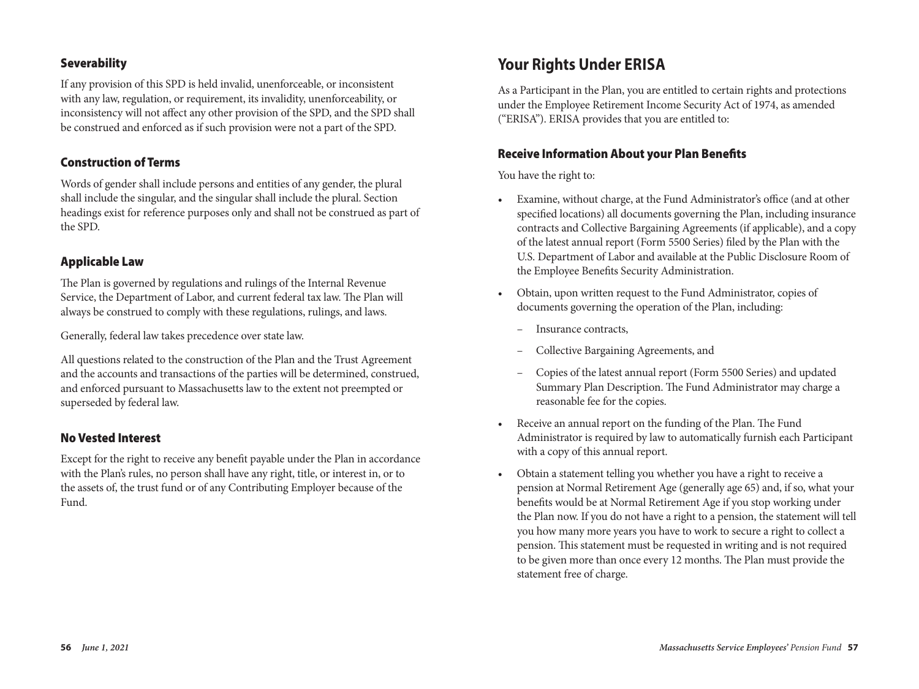### Severability

If any provision of this SPD is held invalid, unenforceable, or inconsistent with any law, regulation, or requirement, its invalidity, unenforceability, or inconsistency will not affect any other provision of the SPD, and the SPD shall be construed and enforced as if such provision were not a part of the SPD.

### Construction of Terms

Words of gender shall include persons and entities of any gender, the plural shall include the singular, and the singular shall include the plural. Section headings exist for reference purposes only and shall not be construed as part of the SPD.

### Applicable Law

The Plan is governed by regulations and rulings of the Internal Revenue Service, the Department of Labor, and current federal tax law. The Plan will always be construed to comply with these regulations, rulings, and laws.

Generally, federal law takes precedence over state law.

All questions related to the construction of the Plan and the Trust Agreement and the accounts and transactions of the parties will be determined, construed, and enforced pursuant to Massachusetts law to the extent not preempted or superseded by federal law.

### No Vested Interest

Except for the right to receive any benefit payable under the Plan in accordance with the Plan's rules, no person shall have any right, title, or interest in, or to the assets of, the trust fund or of any Contributing Employer because of the Fund.

## Your Rights Under ERISA

As a Participant in the Plan, you are entitled to certain rights and protections under the Employee Retirement Income Security Act of 1974, as amended ("ERISA"). ERISA provides that you are entitled to:

### Receive Information About your Plan Benefits

You have the right to:

- Examine, without charge, at the Fund Administrator's office (and at other specified locations) all documents governing the Plan, including insurance contracts and Collective Bargaining Agreements (if applicable), and a copy of the latest annual report (Form 5500 Series) filed by the Plan with the U.S. Department of Labor and available at the Public Disclosure Room of the Employee Benefits Security Administration.
- Obtain, upon written request to the Fund Administrator, copies of documents governing the operation of the Plan, including:
  - Insurance contracts,
  - Collective Bargaining Agreements, and
  - Copies of the latest annual report (Form 5500 Series) and updated Summary Plan Description. The Fund Administrator may charge a reasonable fee for the copies.
- Receive an annual report on the funding of the Plan. The Fund Administrator is required by law to automatically furnish each Participant with a copy of this annual report.
- Obtain a statement telling you whether you have a right to receive a pension at Normal Retirement Age (generally age 65) and, if so, what your benefits would be at Normal Retirement Age if you stop working under the Plan now. If you do not have a right to a pension, the statement will tell you how many more years you have to work to secure a right to collect a pension. This statement must be requested in writing and is not required to be given more than once every 12 months. The Plan must provide the statement free of charge.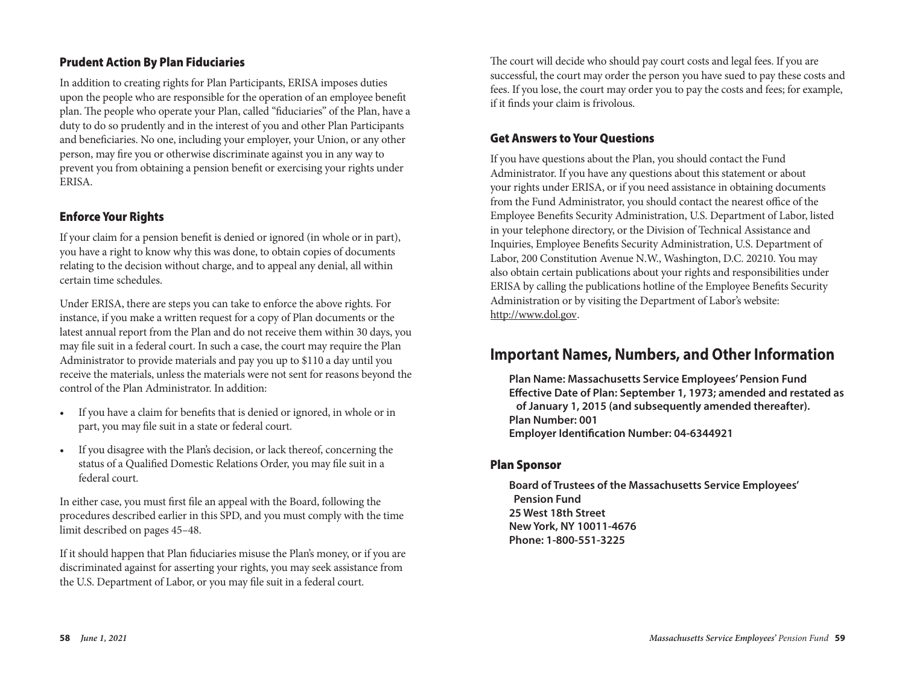### Prudent Action By Plan Fiduciaries

In addition to creating rights for Plan Participants, ERISA imposes duties upon the people who are responsible for the operation of an employee benefit plan. The people who operate your Plan, called "fiduciaries" of the Plan, have a duty to do so prudently and in the interest of you and other Plan Participants and beneficiaries. No one, including your employer, your Union, or any other person, may fire you or otherwise discriminate against you in any way to prevent you from obtaining a pension benefit or exercising your rights under ERISA.

### Enforce Your Rights

If your claim for a pension benefit is denied or ignored (in whole or in part), you have a right to know why this was done, to obtain copies of documents relating to the decision without charge, and to appeal any denial, all within certain time schedules.

Under ERISA, there are steps you can take to enforce the above rights. For instance, if you make a written request for a copy of Plan documents or the latest annual report from the Plan and do not receive them within 30 days, you may file suit in a federal court. In such a case, the court may require the Plan Administrator to provide materials and pay you up to $110 a day until you receive the materials, unless the materials were not sent for reasons beyond the control of the Plan Administrator. In addition:

- If you have a claim for benefits that is denied or ignored, in whole or in part, you may file suit in a state or federal court.
- If you disagree with the Plan's decision, or lack thereof, concerning the status of a Qualified Domestic Relations Order, you may file suit in a federal court.

In either case, you must first file an appeal with the Board, following the procedures described earlier in this SPD, and you must comply with the time limit described on pages 45–48.

If it should happen that Plan fiduciaries misuse the Plan's money, or if you are discriminated against for asserting your rights, you may seek assistance from the U.S. Department of Labor, or you may file suit in a federal court.

The court will decide who should pay court costs and legal fees. If you are successful, the court may order the person you have sued to pay these costs and fees. If you lose, the court may order you to pay the costs and fees; for example, if it finds your claim is frivolous.

### Get Answers to Your Questions

If you have questions about the Plan, you should contact the Fund Administrator. If you have any questions about this statement or about your rights under ERISA, or if you need assistance in obtaining documents from the Fund Administrator, you should contact the nearest office of the Employee Benefits Security Administration, U.S. Department of Labor, listed in your telephone directory, or the Division of Technical Assistance and Inquiries, Employee Benefits Security Administration, U.S. Department of Labor, 200 Constitution Avenue N.W., Washington, D.C. 20210. You may also obtain certain publications about your rights and responsibilities under ERISA by calling the publications hotline of the Employee Benefits Security Administration or by visiting the Department of Labor's website: http://www.dol.gov.

## Important Names, Numbers, and Other Information

**Plan Name: Massachusetts Service Employees' Pension Fund**
**Effective Date of Plan: September 1, 1973; amended and restated as of January 1, 2015 (and subsequently amended thereafter).**
**Plan Number: 001**
**Employer Identification Number: 04-6344921**

### Plan Sponsor

**Board of Trustees of the Massachusetts Service Employees' Pension Fund**
**25 West 18th Street**
**New York, NY 10011-4676**
**Phone: 1-800-551-3225**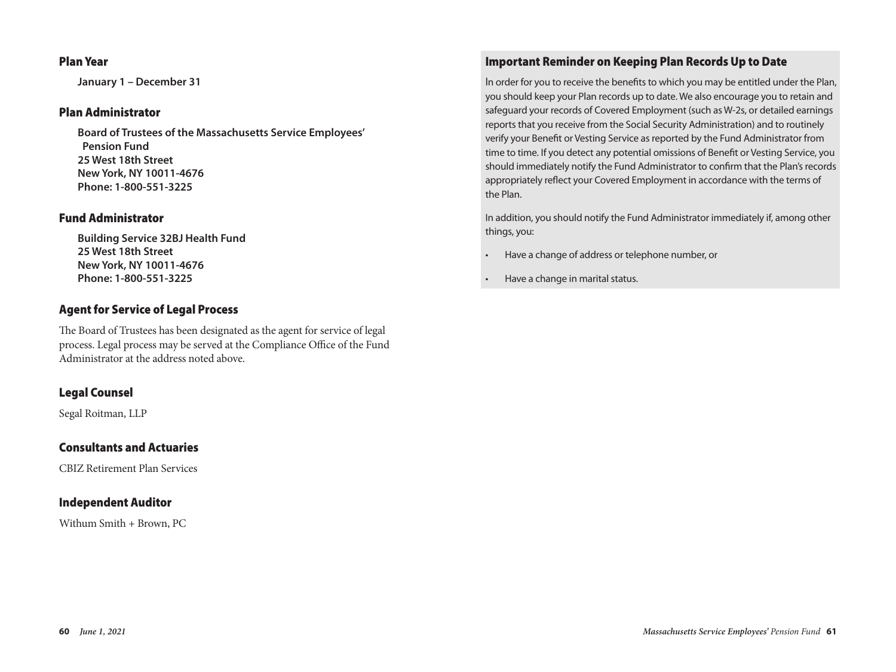## Plan Year

**January 1 – December 31**

## Plan Administrator

**Board of Trustees of the Massachusetts Service Employees' Pension Fund**
**25 West 18th Street**
**New York, NY 10011-4676**
**Phone: 1-800-551-3225**

## Fund Administrator

**Building Service 32BJ Health Fund**
**25 West 18th Street**
**New York, NY 10011-4676**
**Phone: 1-800-551-3225**

## Agent for Service of Legal Process

The Board of Trustees has been designated as the agent for service of legal process. Legal process may be served at the Compliance Office of the Fund Administrator at the address noted above.

## Legal Counsel

Segal Roitman, LLP

## Consultants and Actuaries

CBIZ Retirement Plan Services

## Independent Auditor

Withum Smith + Brown, PC

## Important Reminder on Keeping Plan Records Up to Date

In order for you to receive the benefits to which you may be entitled under the Plan, you should keep your Plan records up to date. We also encourage you to retain and safeguard your records of Covered Employment (such as W-2s, or detailed earnings reports that you receive from the Social Security Administration) and to routinely verify your Benefit or Vesting Service as reported by the Fund Administrator from time to time. If you detect any potential omissions of Benefit or Vesting Service, you should immediately notify the Fund Administrator to confirm that the Plan's records appropriately reflect your Covered Employment in accordance with the terms of the Plan.

In addition, you should notify the Fund Administrator immediately if, among other things, you:

- Have a change of address or telephone number, or
- Have a change in marital status.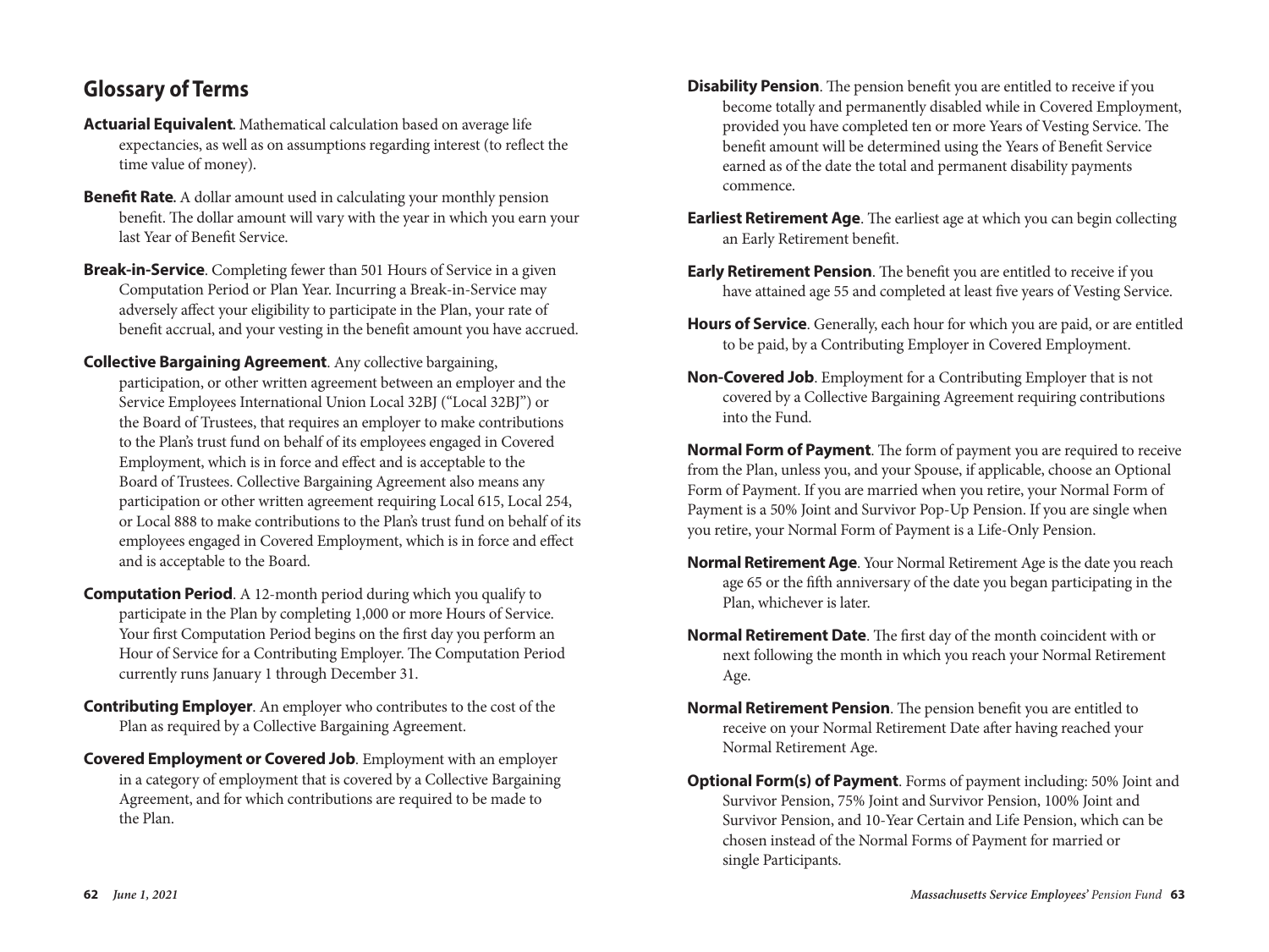## Glossary of Terms

**Actuarial Equivalent**. Mathematical calculation based on average life expectancies, as well as on assumptions regarding interest (to reflect the time value of money).

**Benefit Rate**. A dollar amount used in calculating your monthly pension benefit. The dollar amount will vary with the year in which you earn your last Year of Benefit Service.

**Break-in-Service**. Completing fewer than 501 Hours of Service in a given Computation Period or Plan Year. Incurring a Break-in-Service may adversely affect your eligibility to participate in the Plan, your rate of benefit accrual, and your vesting in the benefit amount you have accrued.

**Collective Bargaining Agreement**. Any collective bargaining, participation, or other written agreement between an employer and the Service Employees International Union Local 32BJ ("Local 32BJ") or the Board of Trustees, that requires an employer to make contributions to the Plan's trust fund on behalf of its employees engaged in Covered Employment, which is in force and effect and is acceptable to the Board of Trustees. Collective Bargaining Agreement also means any participation or other written agreement requiring Local 615, Local 254, or Local 888 to make contributions to the Plan's trust fund on behalf of its employees engaged in Covered Employment, which is in force and effect and is acceptable to the Board.

**Computation Period**. A 12-month period during which you qualify to participate in the Plan by completing 1,000 or more Hours of Service. Your first Computation Period begins on the first day you perform an Hour of Service for a Contributing Employer. The Computation Period currently runs January 1 through December 31.

**Contributing Employer**. An employer who contributes to the cost of the Plan as required by a Collective Bargaining Agreement.

**Covered Employment or Covered Job**. Employment with an employer in a category of employment that is covered by a Collective Bargaining Agreement, and for which contributions are required to be made to the Plan.

**Disability Pension**. The pension benefit you are entitled to receive if you become totally and permanently disabled while in Covered Employment, provided you have completed ten or more Years of Vesting Service. The benefit amount will be determined using the Years of Benefit Service earned as of the date the total and permanent disability payments commence.

**Earliest Retirement Age**. The earliest age at which you can begin collecting an Early Retirement benefit.

**Early Retirement Pension**. The benefit you are entitled to receive if you have attained age 55 and completed at least five years of Vesting Service.

**Hours of Service**. Generally, each hour for which you are paid, or are entitled to be paid, by a Contributing Employer in Covered Employment.

**Non-Covered Job**. Employment for a Contributing Employer that is not covered by a Collective Bargaining Agreement requiring contributions into the Fund.

**Normal Form of Payment**. The form of payment you are required to receive from the Plan, unless you, and your Spouse, if applicable, choose an Optional Form of Payment. If you are married when you retire, your Normal Form of Payment is a 50% Joint and Survivor Pop-Up Pension. If you are single when you retire, your Normal Form of Payment is a Life-Only Pension.

**Normal Retirement Age**. Your Normal Retirement Age is the date you reach age 65 or the fifth anniversary of the date you began participating in the Plan, whichever is later.

**Normal Retirement Date**. The first day of the month coincident with or next following the month in which you reach your Normal Retirement Age.

**Normal Retirement Pension**. The pension benefit you are entitled to receive on your Normal Retirement Date after having reached your Normal Retirement Age.

**Optional Form(s) of Payment**. Forms of payment including: 50% Joint and Survivor Pension, 75% Joint and Survivor Pension, 100% Joint and Survivor Pension, and 10-Year Certain and Life Pension, which can be chosen instead of the Normal Forms of Payment for married or single Participants.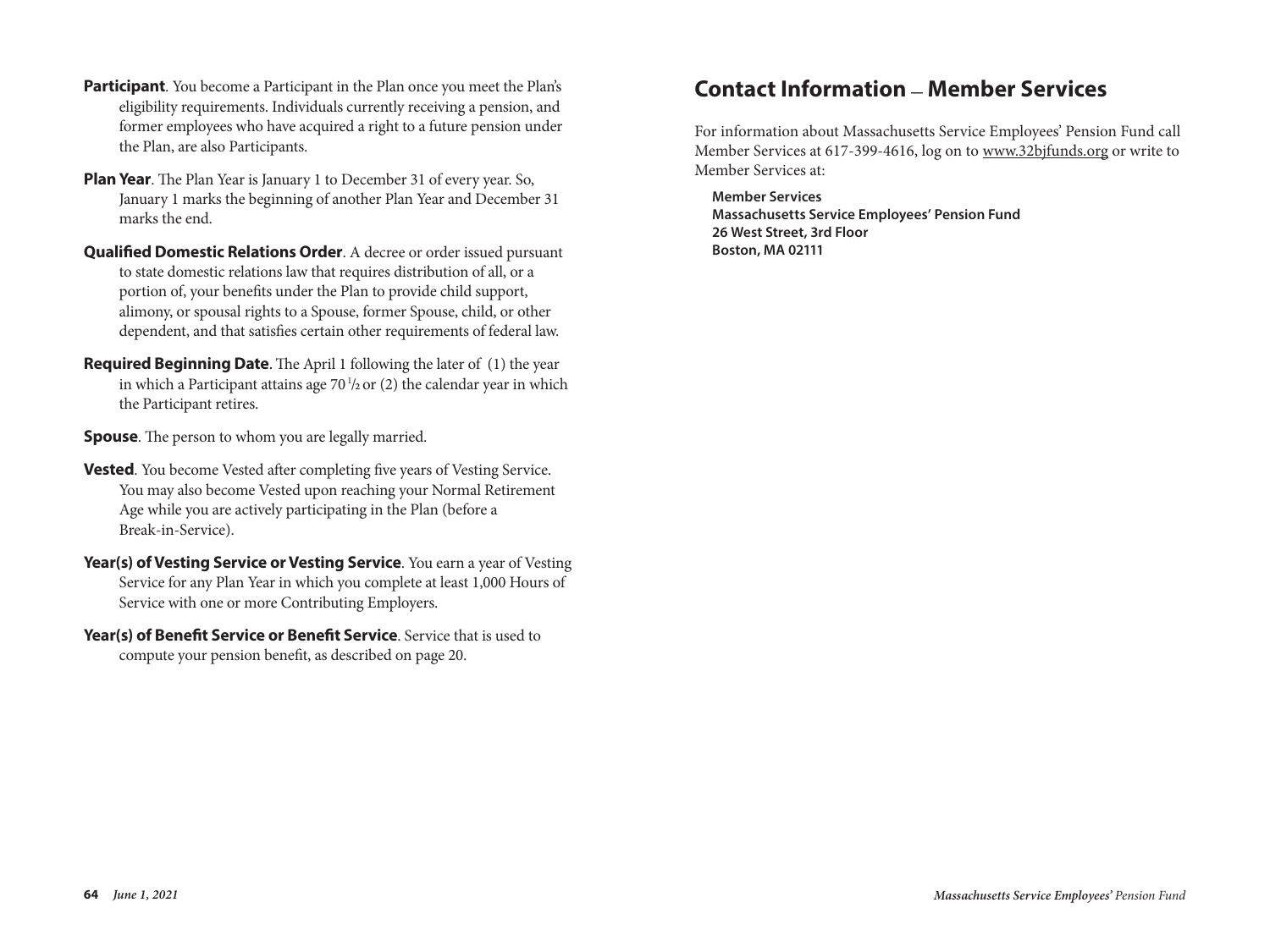**Participant**. You become a Participant in the Plan once you meet the Plan's eligibility requirements. Individuals currently receiving a pension, and former employees who have acquired a right to a future pension under the Plan, are also Participants.

**Plan Year**. The Plan Year is January 1 to December 31 of every year. So, January 1 marks the beginning of another Plan Year and December 31 marks the end.

**Qualified Domestic Relations Order**. A decree or order issued pursuant to state domestic relations law that requires distribution of all, or a portion of, your benefits under the Plan to provide child support, alimony, or spousal rights to a Spouse, former Spouse, child, or other dependent, and that satisfies certain other requirements of federal law.

**Required Beginning Date**. The April 1 following the later of (1) the year in which a Participant attains age 70½ or (2) the calendar year in which the Participant retires.

**Spouse**. The person to whom you are legally married.

**Vested**. You become Vested after completing five years of Vesting Service. You may also become Vested upon reaching your Normal Retirement Age while you are actively participating in the Plan (before a Break-in-Service).

**Year(s) of Vesting Service or Vesting Service**. You earn a year of Vesting Service for any Plan Year in which you complete at least 1,000 Hours of Service with one or more Contributing Employers.

**Year(s) of Benefit Service or Benefit Service**. Service that is used to compute your pension benefit, as described on page 20.

# Contact Information — Member Services

For information about Massachusetts Service Employees' Pension Fund call Member Services at 617-399-4616, log on to www.32bjfunds.org or write to Member Services at:

**Member Services**
**Massachusetts Service Employees' Pension Fund**
**26 West Street, 3rd Floor**
**Boston, MA 02111**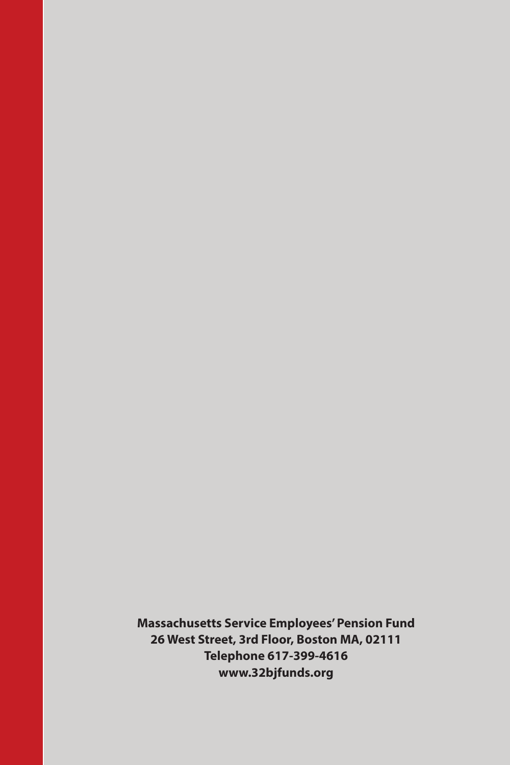**Massachusetts Service Employees' Pension Fund**
**26 West Street, 3rd Floor, Boston MA, 02111**
**Telephone 617-399-4616**
**www.32bjfunds.org**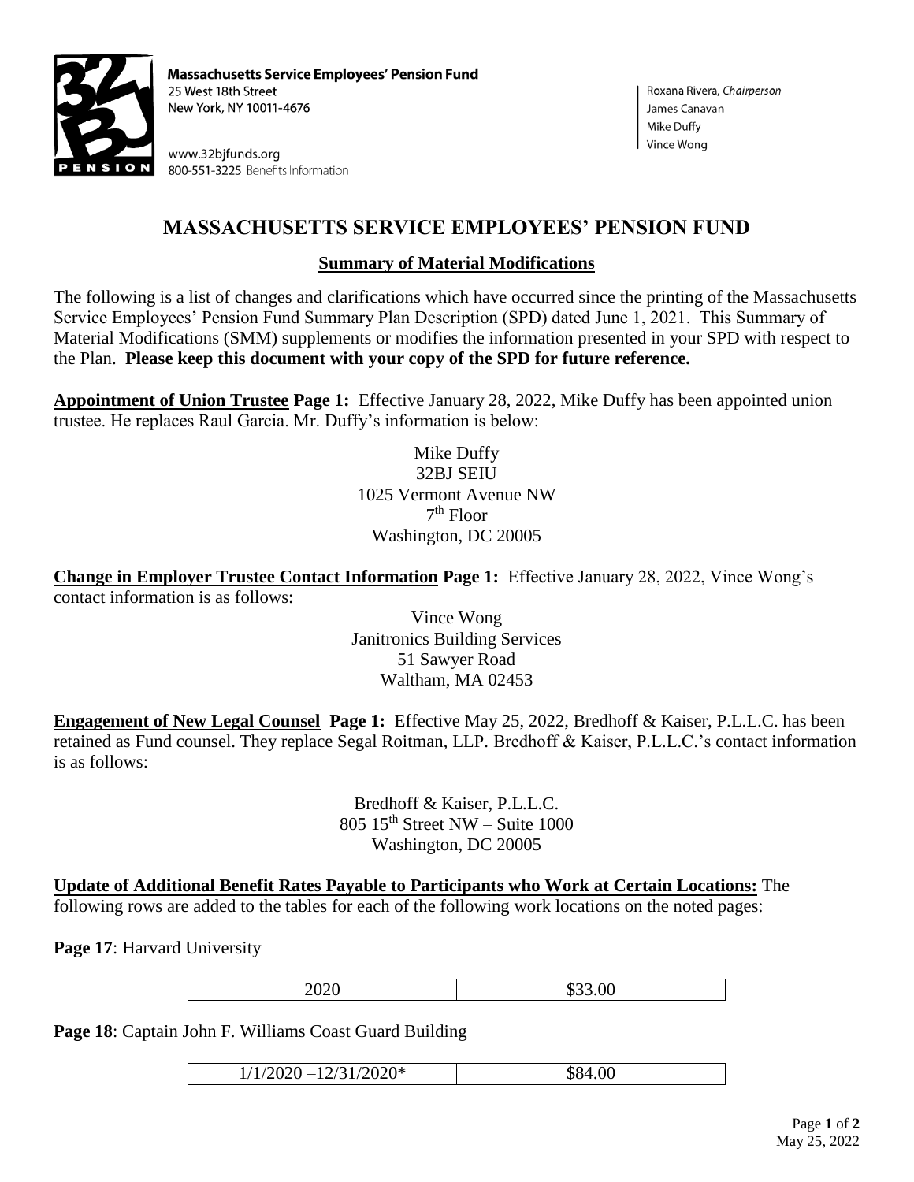**Massachusetts Service Employees' Pension Fund**
25 West 18th Street
New York, NY 10011-4676

www.32bjfunds.org
800-551-3225 Benefits Information

Roxana Rivera, *Chairperson*
James Canavan
Mike Duffy
Vince Wong

# MASSACHUSETTS SERVICE EMPLOYEES' PENSION FUND

## Summary of Material Modifications

The following is a list of changes and clarifications which have occurred since the printing of the Massachusetts Service Employees' Pension Fund Summary Plan Description (SPD) dated June 1, 2021. This Summary of Material Modifications (SMM) supplements or modifies the information presented in your SPD with respect to the Plan. **Please keep this document with your copy of the SPD for future reference.**

**Appointment of Union Trustee Page 1:** Effective January 28, 2022, Mike Duffy has been appointed union trustee. He replaces Raul Garcia. Mr. Duffy's information is below:

Mike Duffy
32BJ SEIU
1025 Vermont Avenue NW
7th Floor
Washington, DC 20005

**Change in Employer Trustee Contact Information Page 1:** Effective January 28, 2022, Vince Wong's contact information is as follows:

Vince Wong
Janitronics Building Services
51 Sawyer Road
Waltham, MA 02453

**Engagement of New Legal Counsel Page 1:** Effective May 25, 2022, Bredhoff & Kaiser, P.L.L.C. has been retained as Fund counsel. They replace Segal Roitman, LLP. Bredhoff & Kaiser, P.L.L.C.'s contact information is as follows:

Bredhoff & Kaiser, P.L.L.C.
805 15th Street NW – Suite 1000
Washington, DC 20005

**Update of Additional Benefit Rates Payable to Participants who Work at Certain Locations:** The following rows are added to the tables for each of the following work locations on the noted pages:

**Page 17**: Harvard University

| 2020 | $33.00 |
|---|---|

**Page 18**: Captain John F. Williams Coast Guard Building

| 1/1/2020 –12/31/2020* | $84.00 |
|---|---|

May 25, 2022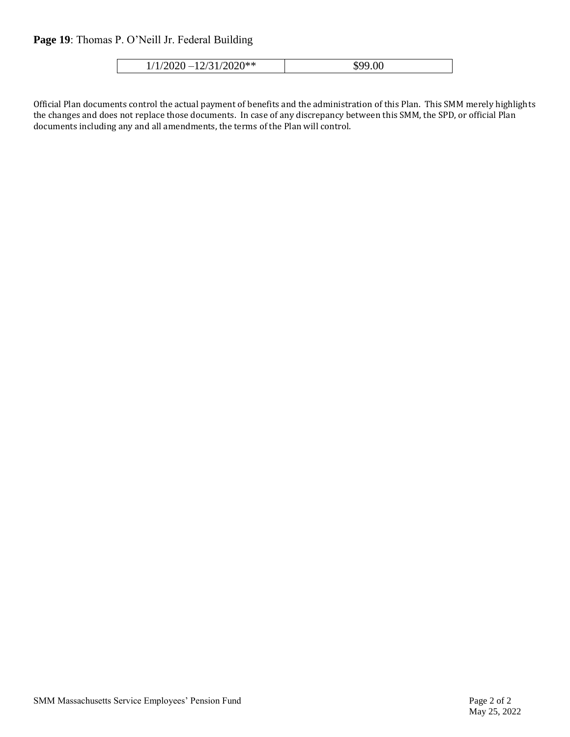**Page 19**: Thomas P. O'Neill Jr. Federal Building

| | |
|---|---|
| 1/1/2020 –12/31/2020** | $99.00 |

Official Plan documents control the actual payment of benefits and the administration of this Plan. This SMM merely highlights the changes and does not replace those documents. In case of any discrepancy between this SMM, the SPD, or official Plan documents including any and all amendments, the terms of the Plan will control.